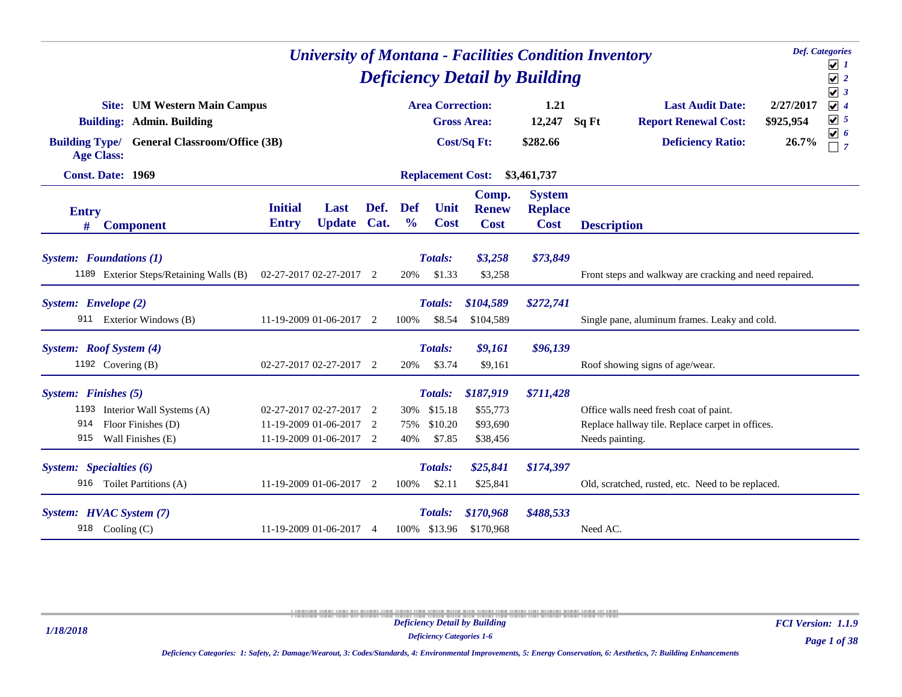# University of Montana - Facilities Condition Inventory

## Deficiency Detail by Building

**Def. Categories**
- ☑ 1
- ☑ 2
- ☑ 3
- ☑ 4
- ☑ 5
- ☑ 6
- ☐ 7

**Site:** UM Western Main Campus
**Building:** Admin. Building
**Building Type/ Age Class:** General Classroom/Office (3B)
**Const. Date:** 1969

**Area Correction:** 1.21
**Gross Area:** 12,247 Sq Ft
**Cost/Sq Ft:** $282.66
**Replacement Cost:** $3,461,737

**Last Audit Date:** 2/27/2017
**Report Renewal Cost:** $925,954
**Deficiency Ratio:** 26.7%

| Entry # | Component | Initial Entry | Last Update | Def. Cat. | Def % | Unit Cost | Comp. Renew Cost | System Replace Cost | Description |
|---|---|---|---|---|---|---|---|---|---|
| ***System: Foundations (1)*** | | | | | | ***Totals:*** | ***$3,258*** | ***$73,849*** | |
| 1189 | Exterior Steps/Retaining Walls (B) | 02-27-2017 | 02-27-2017 | 2 | 20% | $1.33 | $3,258 | | Front steps and walkway are cracking and need repaired. |
| ***System: Envelope (2)*** | | | | | | ***Totals:*** | ***$104,589*** | ***$272,741*** | |
| 911 | Exterior Windows (B) | 11-19-2009 | 01-06-2017 | 2 | 100% | $8.54 | $104,589 | | Single pane, aluminum frames. Leaky and cold. |
| ***System: Roof System (4)*** | | | | | | ***Totals:*** | ***$9,161*** | ***$96,139*** | |
| 1192 | Covering (B) | 02-27-2017 | 02-27-2017 | 2 | 20% | $3.74 | $9,161 | | Roof showing signs of age/wear. |
| ***System: Finishes (5)*** | | | | | | ***Totals:*** | ***$187,919*** | ***$711,428*** | |
| 1193 | Interior Wall Systems (A) | 02-27-2017 | 02-27-2017 | 2 | 30% | $15.18 | $55,773 | | Office walls need fresh coat of paint. |
| 914 | Floor Finishes (D) | 11-19-2009 | 01-06-2017 | 2 | 75% | $10.20 | $93,690 | | Replace hallway tile. Replace carpet in offices. |
| 915 | Wall Finishes (E) | 11-19-2009 | 01-06-2017 | 2 | 40% | $7.85 | $38,456 | | Needs painting. |
| ***System: Specialties (6)*** | | | | | | ***Totals:*** | ***$25,841*** | ***$174,397*** | |
| 916 | Toilet Partitions (A) | 11-19-2009 | 01-06-2017 | 2 | 100% | $2.11 | $25,841 | | Old, scratched, rusted, etc. Need to be replaced. |
| ***System: HVAC System (7)*** | | | | | | ***Totals:*** | ***$170,968*** | ***$488,533*** | |
| 918 | Cooling (C) | 11-19-2009 | 01-06-2017 | 4 | 100% | $13.96 | $170,968 | | Need AC. |

*Deficiency Categories: 1: Safety, 2: Damage/Wearout, 3: Codes/Standards, 4: Environmental Improvements, 5: Energy Conservation, 6: Aesthetics, 7: Building Enhancements*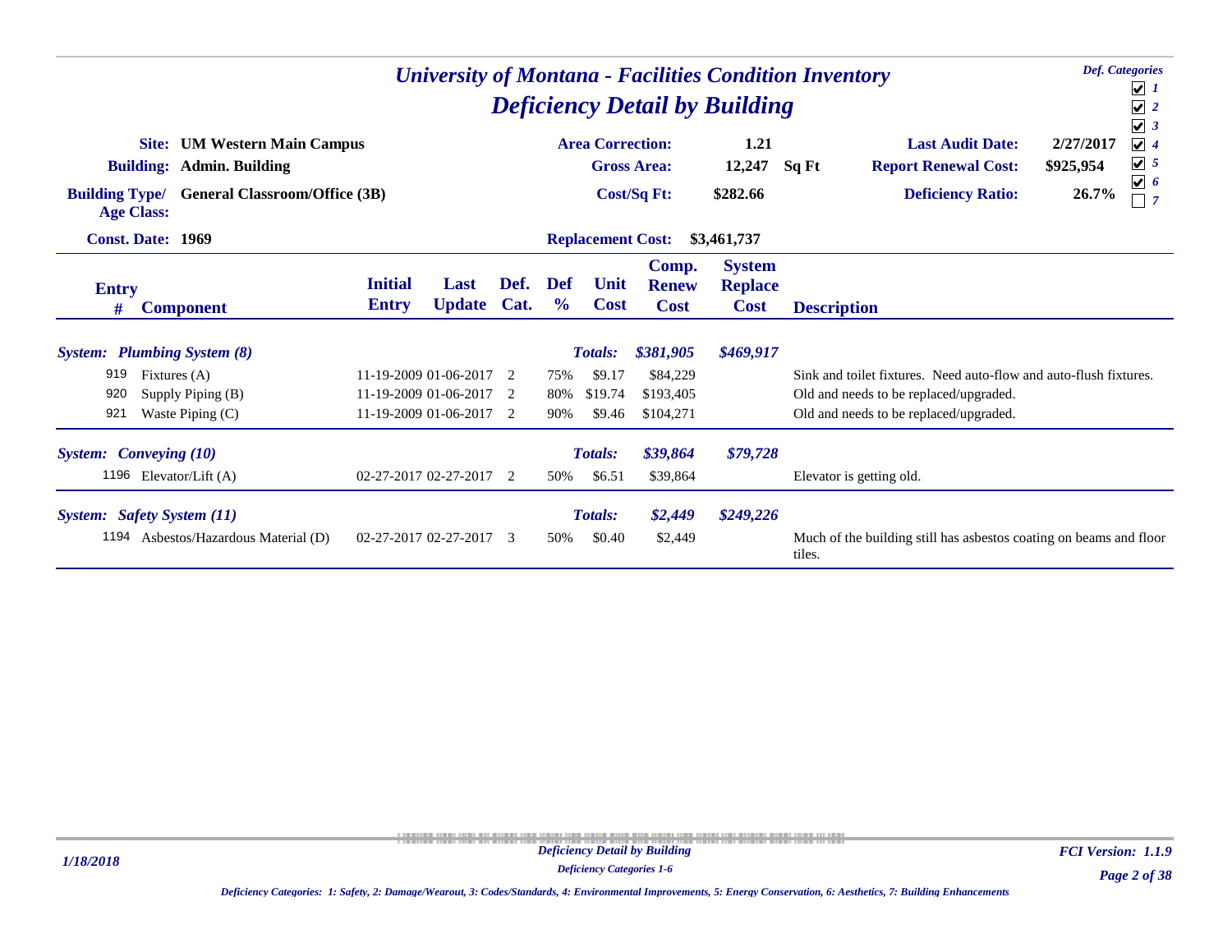# University of Montana - Facilities Condition Inventory

## Deficiency Detail by Building

**Def. Categories**
☑ 1
☑ 2
☑ 3
☑ 4
☑ 5
☑ 6
☐ 7

| | | | | | |
|---|---|---|---|---|---|
| **Site:** | **UM Western Main Campus** | **Area Correction:** | **1.21** | **Last Audit Date:** | **2/27/2017** |
| **Building:** | **Admin. Building** | **Gross Area:** | **12,247 Sq Ft** | **Report Renewal Cost:** | **$925,954** |
| **Building Type/ Age Class:** | **General Classroom/Office (3B)** | **Cost/Sq Ft:** | **$282.66** | **Deficiency Ratio:** | **26.7%** |
| **Const. Date:** | **1969** | **Replacement Cost:** | **$3,461,737** | | |

| Entry # | Component | Initial Entry | Last Update | Def. Cat. | Def % | Unit Cost | Comp. Renew Cost | System Replace Cost | Description |
|---|---|---|---|---|---|---|---|---|---|
| ***System: Plumbing System (8)*** | | | | | | ***Totals:*** | ***$381,905*** | ***$469,917*** | |
| 919 | Fixtures (A) | 11-19-2009 | 01-06-2017 | 2 | 75% | $9.17 | $84,229 | | Sink and toilet fixtures. Need auto-flow and auto-flush fixtures. |
| 920 | Supply Piping (B) | 11-19-2009 | 01-06-2017 | 2 | 80% | $19.74 | $193,405 | | Old and needs to be replaced/upgraded. |
| 921 | Waste Piping (C) | 11-19-2009 | 01-06-2017 | 2 | 90% | $9.46 | $104,271 | | Old and needs to be replaced/upgraded. |
| ***System: Conveying (10)*** | | | | | | ***Totals:*** | ***$39,864*** | ***$79,728*** | |
| 1196 | Elevator/Lift (A) | 02-27-2017 | 02-27-2017 | 2 | 50% | $6.51 | $39,864 | | Elevator is getting old. |
| ***System: Safety System (11)*** | | | | | | ***Totals:*** | ***$2,449*** | ***$249,226*** | |
| 1194 | Asbestos/Hazardous Material (D) | 02-27-2017 | 02-27-2017 | 3 | 50% | $0.40 | $2,449 | | Much of the building still has asbestos coating on beams and floor tiles. |

*Deficiency Detail by Building*
*Deficiency Categories 1-6*

*Deficiency Categories: 1: Safety, 2: Damage/Wearout, 3: Codes/Standards, 4: Environmental Improvements, 5: Energy Conservation, 6: Aesthetics, 7: Building Enhancements*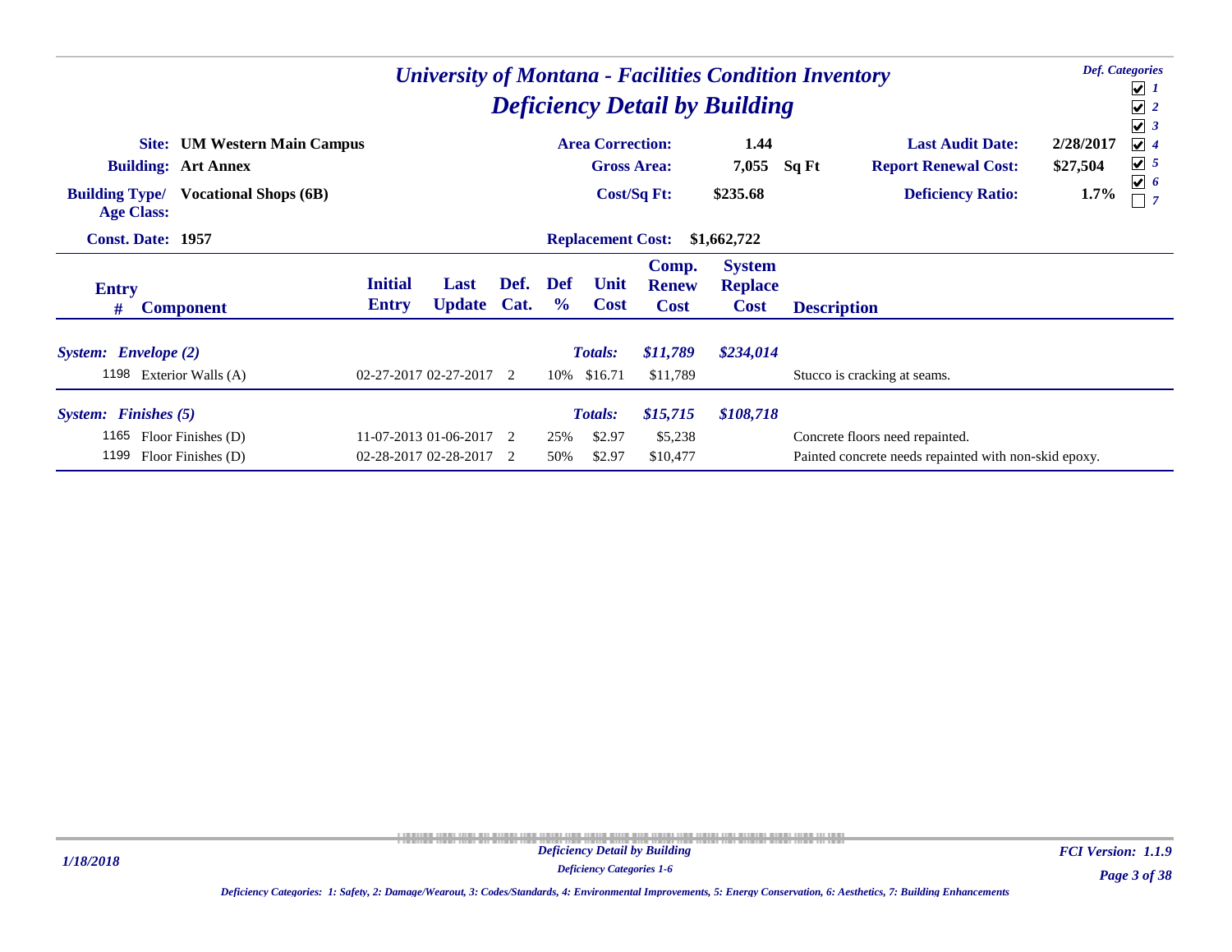# University of Montana - Facilities Condition Inventory

## Deficiency Detail by Building

**Def. Categories**
- ☑ 1
- ☑ 2
- ☑ 3
- ☑ 4
- ☑ 5
- ☑ 6
- ☐ 7

| | | | | | |
|---|---|---|---|---|---|
| **Site:** | **UM Western Main Campus** | **Area Correction:** | **1.44** | **Last Audit Date:** | **2/28/2017** |
| **Building:** | **Art Annex** | **Gross Area:** | **7,055 Sq Ft** | **Report Renewal Cost:** | **$27,504** |
| **Building Type/ Age Class:** | **Vocational Shops (6B)** | **Cost/Sq Ft:** | **$235.68** | **Deficiency Ratio:** | **1.7%** |
| **Const. Date:** | **1957** | **Replacement Cost:** | **$1,662,722** | | |

| Entry # | Component | Initial Entry | Last Update | Def. Cat. | Def % | Unit Cost | Comp. Renew Cost | System Replace Cost | Description |
|---|---|---|---|---|---|---|---|---|---|
| ***System: Envelope (2)*** | | | | | | ***Totals:*** | ***$11,789*** | ***$234,014*** | |
| 1198 | Exterior Walls (A) | 02-27-2017 | 02-27-2017 | 2 | 10% | $16.71 | $11,789 | | Stucco is cracking at seams. |
| ***System: Finishes (5)*** | | | | | | ***Totals:*** | ***$15,715*** | ***$108,718*** | |
| 1165 | Floor Finishes (D) | 11-07-2013 | 01-06-2017 | 2 | 25% | $2.97 | $5,238 | | Concrete floors need repainted. |
| 1199 | Floor Finishes (D) | 02-28-2017 | 02-28-2017 | 2 | 50% | $2.97 | $10,477 | | Painted concrete needs repainted with non-skid epoxy. |

*Deficiency Categories: 1: Safety, 2: Damage/Wearout, 3: Codes/Standards, 4: Environmental Improvements, 5: Energy Conservation, 6: Aesthetics, 7: Building Enhancements*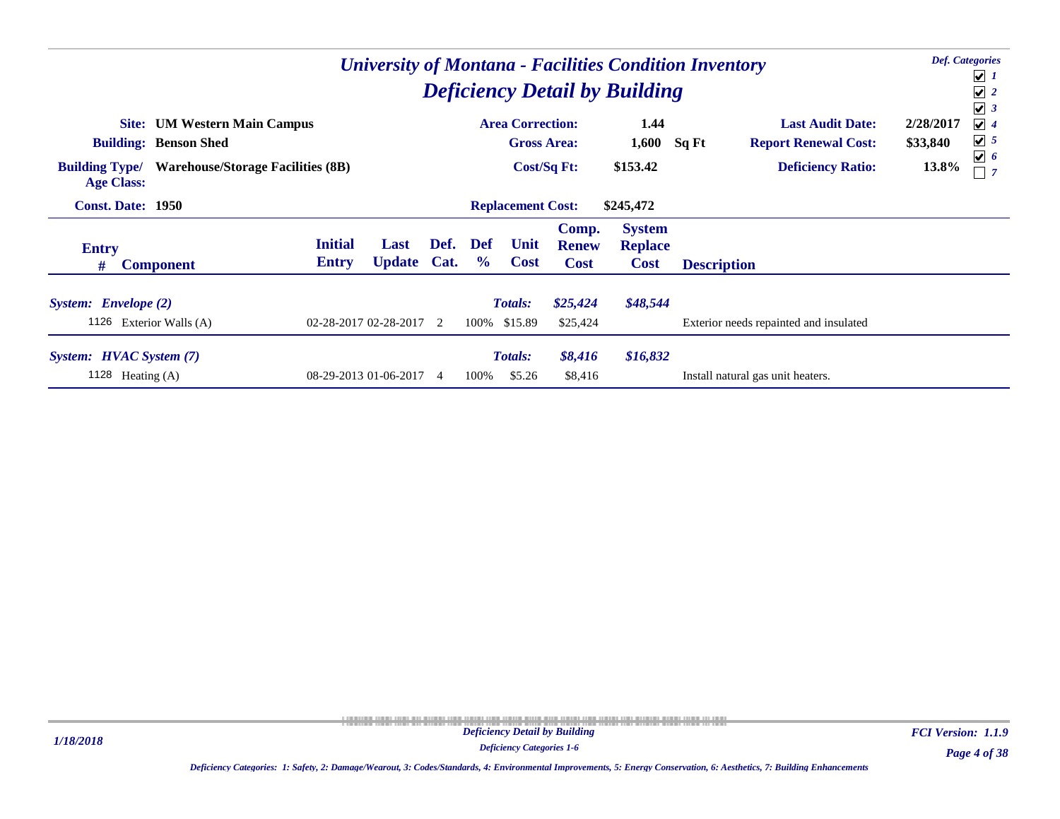# University of Montana - Facilities Condition Inventory

## Deficiency Detail by Building

**Def. Categories**
- [x] 1
- [x] 2
- [x] 3
- [x] 4
- [x] 5
- [x] 6
- [ ] 7

| | | | | | |
|---|---|---|---|---|---|
| **Site:** | **UM Western Main Campus** | **Area Correction:** | **1.44** | **Last Audit Date:** | **2/28/2017** |
| **Building:** | **Benson Shed** | **Gross Area:** | **1,600 Sq Ft** | **Report Renewal Cost:** | **$33,840** |
| **Building Type/ Age Class:** | **Warehouse/Storage Facilities (8B)** | **Cost/Sq Ft:** | **$153.42** | **Deficiency Ratio:** | **13.8%** |
| **Const. Date:** | **1950** | **Replacement Cost:** | **$245,472** | | |

| Entry # | Component | Initial Entry | Last Update | Def. Cat. | Def % | Unit Cost | Comp. Renew Cost | System Replace Cost | Description |
|---|---|---|---|---|---|---|---|---|---|
| ***System: Envelope (2)*** | | | | | | ***Totals:*** | ***$25,424*** | ***$48,544*** | |
| 1126 | Exterior Walls (A) | 02-28-2017 | 02-28-2017 | 2 | 100% | $15.89 | $25,424 | | Exterior needs repainted and insulated |
| ***System: HVAC System (7)*** | | | | | | ***Totals:*** | ***$8,416*** | ***$16,832*** | |
| 1128 | Heating (A) | 08-29-2013 | 01-06-2017 | 4 | 100% | $5.26 | $8,416 | | Install natural gas unit heaters. |

*Deficiency Categories: 1: Safety, 2: Damage/Wearout, 3: Codes/Standards, 4: Environmental Improvements, 5: Energy Conservation, 6: Aesthetics, 7: Building Enhancements*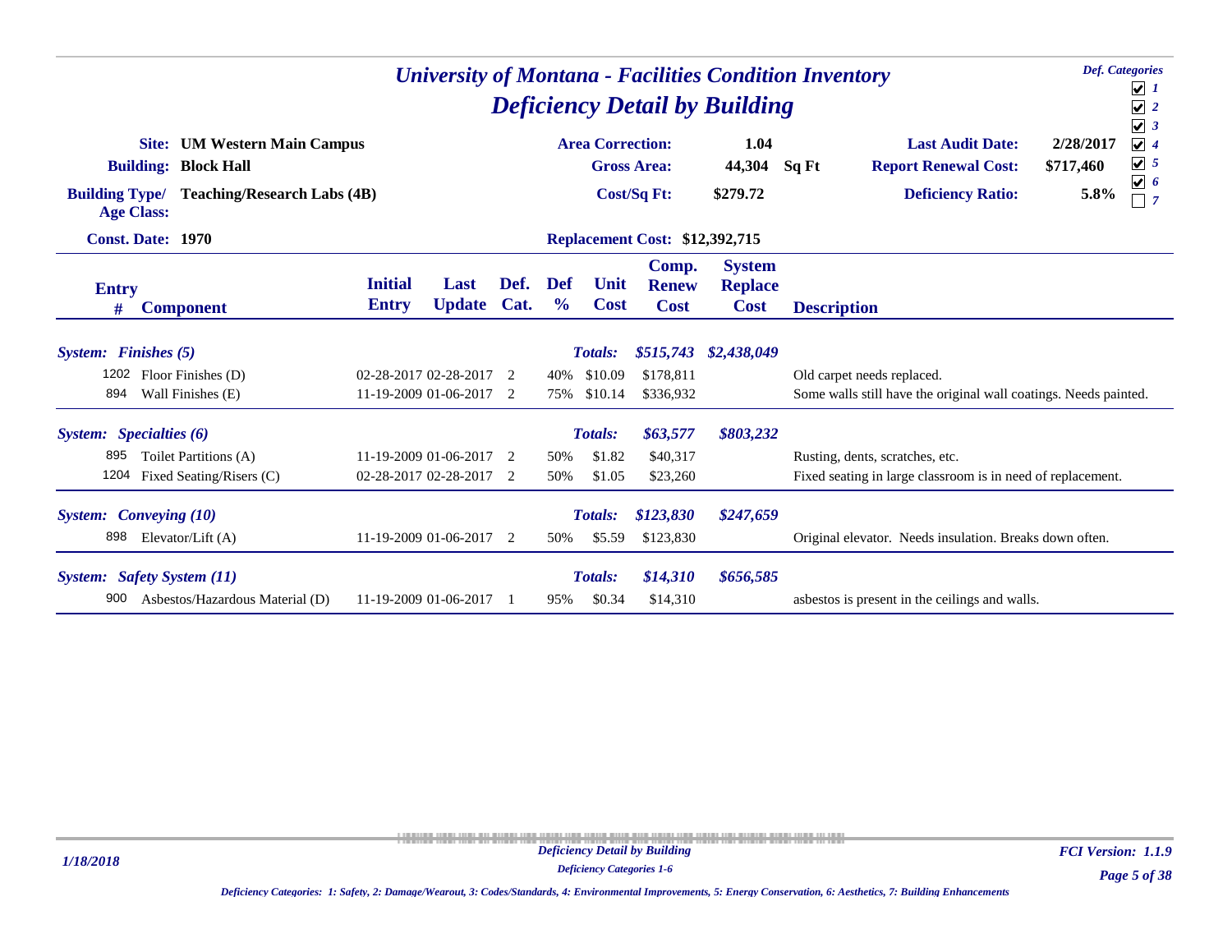# University of Montana - Facilities Condition Inventory

## Deficiency Detail by Building

**Def. Categories**
- ☑ 1
- ☑ 2
- ☑ 3
- ☑ 4
- ☑ 5
- ☑ 6
- ☐ 7

**Site:** UM Western Main Campus
**Building:** Block Hall
**Building Type/ Age Class:** Teaching/Research Labs (4B)
**Const. Date:** 1970

**Area Correction:** 1.04
**Gross Area:** 44,304 Sq Ft
**Cost/Sq Ft:** $279.72
**Replacement Cost:** $12,392,715

**Last Audit Date:** 2/28/2017
**Report Renewal Cost:** $717,460
**Deficiency Ratio:** 5.8%

| Entry # | Component | Initial Entry | Last Update | Def. Cat. | Def % | Unit Cost | Comp. Renew Cost | System Replace Cost | Description |
|---|---|---|---|---|---|---|---|---|---|
| ***System: Finishes (5)*** | | | | | | ***Totals:*** | ***$515,743*** | ***$2,438,049*** | |
| 1202 | Floor Finishes (D) | 02-28-2017 | 02-28-2017 | 2 | 40% | $10.09 | $178,811 | | Old carpet needs replaced. |
| 894 | Wall Finishes (E) | 11-19-2009 | 01-06-2017 | 2 | 75% | $10.14 | $336,932 | | Some walls still have the original wall coatings. Needs painted. |
| ***System: Specialties (6)*** | | | | | | ***Totals:*** | ***$63,577*** | ***$803,232*** | |
| 895 | Toilet Partitions (A) | 11-19-2009 | 01-06-2017 | 2 | 50% | $1.82 | $40,317 | | Rusting, dents, scratches, etc. |
| 1204 | Fixed Seating/Risers (C) | 02-28-2017 | 02-28-2017 | 2 | 50% | $1.05 | $23,260 | | Fixed seating in large classroom is in need of replacement. |
| ***System: Conveying (10)*** | | | | | | ***Totals:*** | ***$123,830*** | ***$247,659*** | |
| 898 | Elevator/Lift (A) | 11-19-2009 | 01-06-2017 | 2 | 50% | $5.59 | $123,830 | | Original elevator. Needs insulation. Breaks down often. |
| ***System: Safety System (11)*** | | | | | | ***Totals:*** | ***$14,310*** | ***$656,585*** | |
| 900 | Asbestos/Hazardous Material (D) | 11-19-2009 | 01-06-2017 | 1 | 95% | $0.34 | $14,310 | | asbestos is present in the ceilings and walls. |

*Deficiency Categories: 1: Safety, 2: Damage/Wearout, 3: Codes/Standards, 4: Environmental Improvements, 5: Energy Conservation, 6: Aesthetics, 7: Building Enhancements*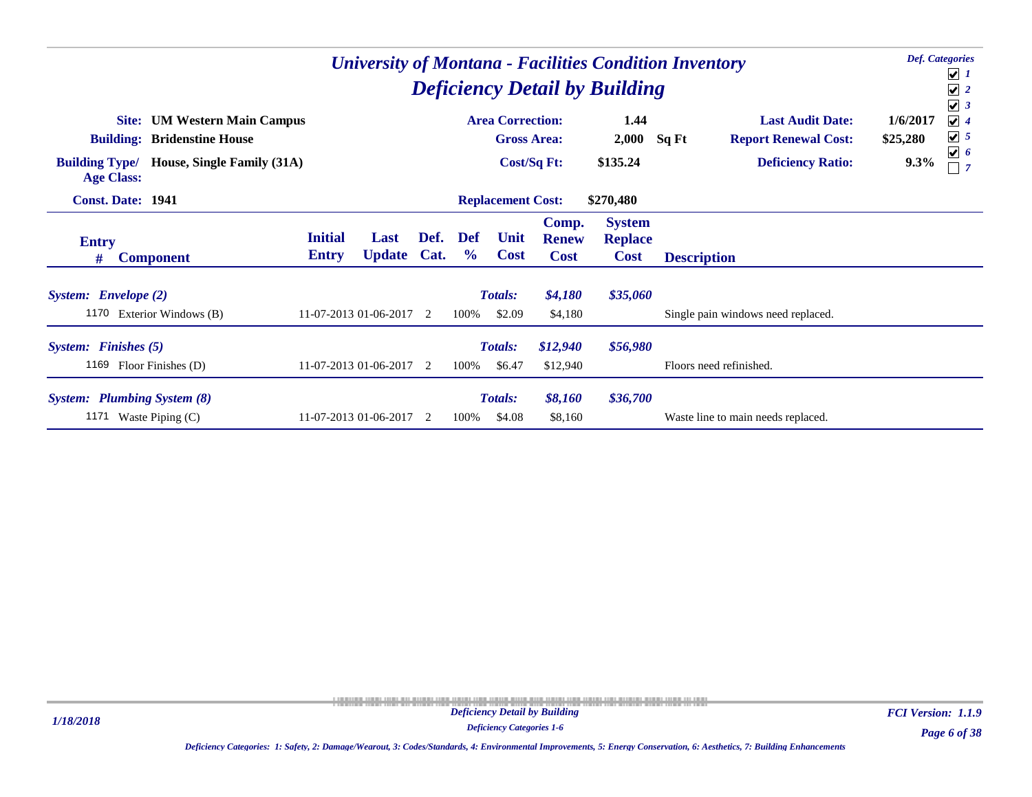# University of Montana - Facilities Condition Inventory

## Deficiency Detail by Building

**Def. Categories**
- ☑ 1
- ☑ 2
- ☑ 3
- ☑ 4
- ☑ 5
- ☑ 6
- ☐ 7

| | | | | | |
|---|---|---|---|---|---|
| **Site:** | **UM Western Main Campus** | **Area Correction:** | **1.44** | **Last Audit Date:** | **1/6/2017** |
| **Building:** | **Bridenstine House** | **Gross Area:** | **2,000 Sq Ft** | **Report Renewal Cost:** | **$25,280** |
| **Building Type/ Age Class:** | **House, Single Family (31A)** | **Cost/Sq Ft:** | **$135.24** | **Deficiency Ratio:** | **9.3%** |
| **Const. Date:** | **1941** | **Replacement Cost:** | **$270,480** | | |

| Entry # | Component | Initial Entry | Last Update | Def. Cat. | Def % | Unit Cost | Comp. Renew Cost | System Replace Cost | Description |
|---|---|---|---|---|---|---|---|---|---|
| ***System: Envelope (2)*** | | | | | | ***Totals:*** | ***$4,180*** | ***$35,060*** | |
| 1170 | Exterior Windows (B) | 11-07-2013 | 01-06-2017 | 2 | 100% | $2.09 | $4,180 | | Single pain windows need replaced. |
| ***System: Finishes (5)*** | | | | | | ***Totals:*** | ***$12,940*** | ***$56,980*** | |
| 1169 | Floor Finishes (D) | 11-07-2013 | 01-06-2017 | 2 | 100% | $6.47 | $12,940 | | Floors need refinished. |
| ***System: Plumbing System (8)*** | | | | | | ***Totals:*** | ***$8,160*** | ***$36,700*** | |
| 1171 | Waste Piping (C) | 11-07-2013 | 01-06-2017 | 2 | 100% | $4.08 | $8,160 | | Waste line to main needs replaced. |

*Deficiency Categories: 1: Safety, 2: Damage/Wearout, 3: Codes/Standards, 4: Environmental Improvements, 5: Energy Conservation, 6: Aesthetics, 7: Building Enhancements*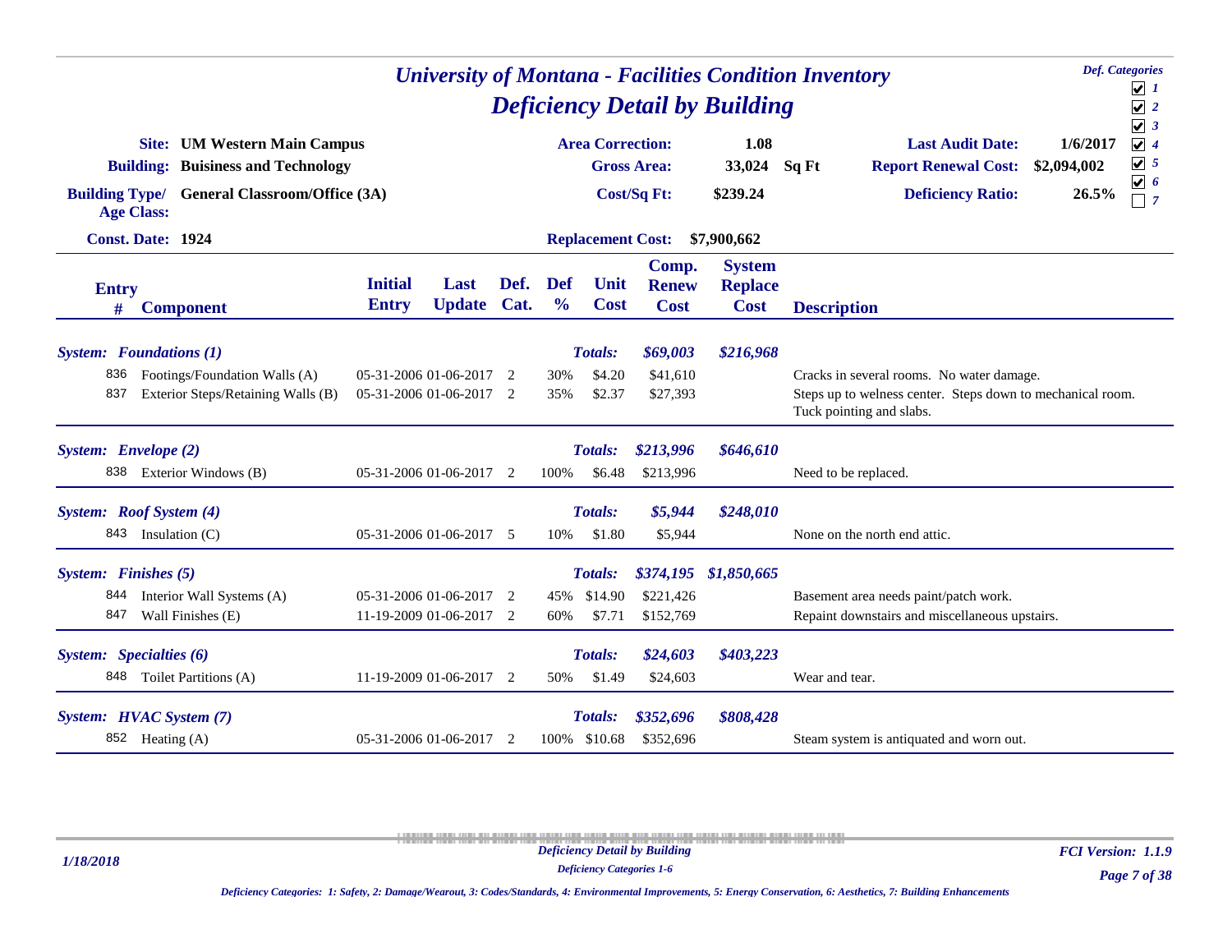# University of Montana - Facilities Condition Inventory

## Deficiency Detail by Building

**Def. Categories**
- [x] 1
- [x] 2
- [x] 3
- [x] 4
- [x] 5
- [x] 6
- [ ] 7

| | | | | | |
|---|---|---|---|---|---|
| **Site:** | **UM Western Main Campus** | **Area Correction:** | **1.08** | **Last Audit Date:** | **1/6/2017** |
| **Building:** | **Buisiness and Technology** | **Gross Area:** | **33,024 Sq Ft** | **Report Renewal Cost:** | **$2,094,002** |
| **Building Type/ Age Class:** | **General Classroom/Office (3A)** | **Cost/Sq Ft:** | **$239.24** | **Deficiency Ratio:** | **26.5%** |
| **Const. Date:** | **1924** | **Replacement Cost:** | **$7,900,662** | | |

| Entry # | Component | Initial Entry | Last Update | Def. Cat. | Def % | Unit Cost | Comp. Renew Cost | System Replace Cost | Description |
|---|---|---|---|---|---|---|---|---|---|
| ***System: Foundations (1)*** | | | | | | ***Totals:*** | ***$69,003*** | ***$216,968*** | |
| 836 | Footings/Foundation Walls (A) | 05-31-2006 | 01-06-2017 | 2 | 30% | $4.20 | $41,610 | | Cracks in several rooms. No water damage. |
| 837 | Exterior Steps/Retaining Walls (B) | 05-31-2006 | 01-06-2017 | 2 | 35% | $2.37 | $27,393 | | Steps up to welness center. Steps down to mechanical room. Tuck pointing and slabs. |
| ***System: Envelope (2)*** | | | | | | ***Totals:*** | ***$213,996*** | ***$646,610*** | |
| 838 | Exterior Windows (B) | 05-31-2006 | 01-06-2017 | 2 | 100% | $6.48 | $213,996 | | Need to be replaced. |
| ***System: Roof System (4)*** | | | | | | ***Totals:*** | ***$5,944*** | ***$248,010*** | |
| 843 | Insulation (C) | 05-31-2006 | 01-06-2017 | 5 | 10% | $1.80 | $5,944 | | None on the north end attic. |
| ***System: Finishes (5)*** | | | | | | ***Totals:*** | ***$374,195*** | ***$1,850,665*** | |
| 844 | Interior Wall Systems (A) | 05-31-2006 | 01-06-2017 | 2 | 45% | $14.90 | $221,426 | | Basement area needs paint/patch work. |
| 847 | Wall Finishes (E) | 11-19-2009 | 01-06-2017 | 2 | 60% | $7.71 | $152,769 | | Repaint downstairs and miscellaneous upstairs. |
| ***System: Specialties (6)*** | | | | | | ***Totals:*** | ***$24,603*** | ***$403,223*** | |
| 848 | Toilet Partitions (A) | 11-19-2009 | 01-06-2017 | 2 | 50% | $1.49 | $24,603 | | Wear and tear. |
| ***System: HVAC System (7)*** | | | | | | ***Totals:*** | ***$352,696*** | ***$808,428*** | |
| 852 | Heating (A) | 05-31-2006 | 01-06-2017 | 2 | 100% | $10.68 | $352,696 | | Steam system is antiquated and worn out. |

*Deficiency Categories: 1: Safety, 2: Damage/Wearout, 3: Codes/Standards, 4: Environmental Improvements, 5: Energy Conservation, 6: Aesthetics, 7: Building Enhancements*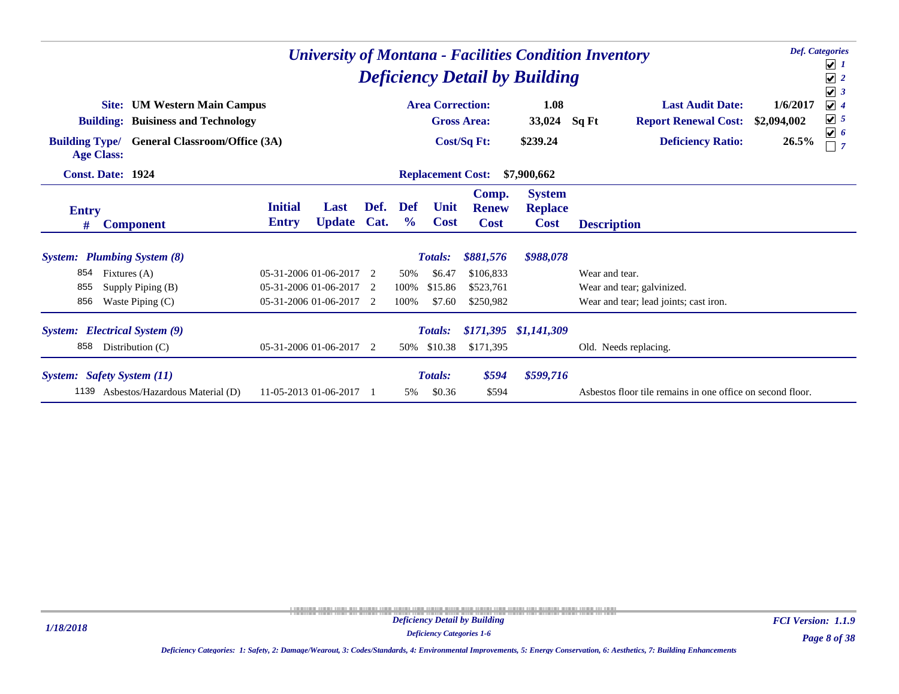# University of Montana - Facilities Condition Inventory

## Deficiency Detail by Building

Def. Categories: ☑ 1 ☑ 2 ☑ 3 ☑ 4 ☑ 5 ☑ 6 ☐ 7

**Site:** UM Western Main Campus
**Building:** Buisiness and Technology
**Building Type/ Age Class:** General Classroom/Office (3A)
**Const. Date:** 1924

**Area Correction:** 1.08
**Gross Area:** 33,024 Sq Ft
**Cost/Sq Ft:** $239.24
**Replacement Cost:** $7,900,662

**Last Audit Date:** 1/6/2017
**Report Renewal Cost:** $2,094,002
**Deficiency Ratio:** 26.5%

| Entry # | Component | Initial Entry | Last Update | Def. Cat. | Def % | Unit Cost | Comp. Renew Cost | System Replace Cost | Description |
|---|---|---|---|---|---|---|---|---|---|
| ***System: Plumbing System (8)*** | | | | | | ***Totals:*** | ***$881,576*** | ***$988,078*** | |
| 854 | Fixtures (A) | 05-31-2006 | 01-06-2017 | 2 | 50% | $6.47 | $106,833 | | Wear and tear. |
| 855 | Supply Piping (B) | 05-31-2006 | 01-06-2017 | 2 | 100% | $15.86 | $523,761 | | Wear and tear; galvinized. |
| 856 | Waste Piping (C) | 05-31-2006 | 01-06-2017 | 2 | 100% | $7.60 | $250,982 | | Wear and tear; lead joints; cast iron. |
| ***System: Electrical System (9)*** | | | | | | ***Totals:*** | ***$171,395*** | ***$1,141,309*** | |
| 858 | Distribution (C) | 05-31-2006 | 01-06-2017 | 2 | 50% | $10.38 | $171,395 | | Old. Needs replacing. |
| ***System: Safety System (11)*** | | | | | | ***Totals:*** | ***$594*** | ***$599,716*** | |
| 1139 | Asbestos/Hazardous Material (D) | 11-05-2013 | 01-06-2017 | 1 | 5% | $0.36 | $594 | | Asbestos floor tile remains in one office on second floor. |

*Deficiency Categories: 1: Safety, 2: Damage/Wearout, 3: Codes/Standards, 4: Environmental Improvements, 5: Energy Conservation, 6: Aesthetics, 7: Building Enhancements*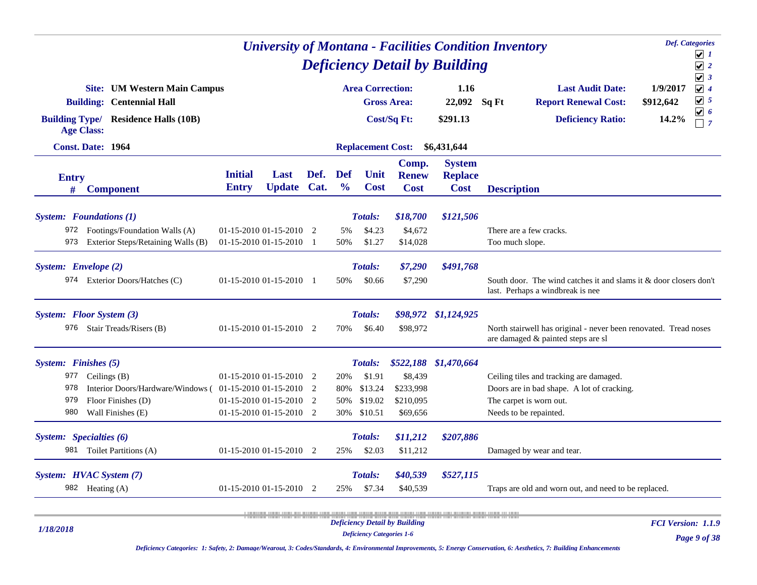# University of Montana - Facilities Condition Inventory

## Deficiency Detail by Building

**Def. Categories**
- [x] 1
- [x] 2
- [x] 3
- [x] 4
- [x] 5
- [x] 6
- [ ] 7

**Site:** UM Western Main Campus
**Building:** Centennial Hall
**Building Type/ Age Class:** Residence Halls (10B)
**Const. Date:** 1964

**Area Correction:** 1.16
**Gross Area:** 22,092 Sq Ft
**Cost/Sq Ft:** $291.13
**Replacement Cost:** $6,431,644

**Last Audit Date:** 1/9/2017
**Report Renewal Cost:** $912,642
**Deficiency Ratio:** 14.2%

| Entry # | Component | Initial Entry | Last Update | Def. Cat. | Def % | Unit Cost | Comp. Renew Cost | System Replace Cost | Description |
|---|---|---|---|---|---|---|---|---|---|
| ***System: Foundations (1)*** | | | | | | ***Totals:*** | ***$18,700*** | ***$121,506*** | |
| 972 | Footings/Foundation Walls (A) | 01-15-2010 | 01-15-2010 | 2 | 5% | $4.23 | $4,672 | | There are a few cracks. |
| 973 | Exterior Steps/Retaining Walls (B) | 01-15-2010 | 01-15-2010 | 1 | 50% | $1.27 | $14,028 | | Too much slope. |
| ***System: Envelope (2)*** | | | | | | ***Totals:*** | ***$7,290*** | ***$491,768*** | |
| 974 | Exterior Doors/Hatches (C) | 01-15-2010 | 01-15-2010 | 1 | 50% | $0.66 | $7,290 | | South door. The wind catches it and slams it & door closers don't last. Perhaps a windbreak is nee |
| ***System: Floor System (3)*** | | | | | | ***Totals:*** | ***$98,972*** | ***$1,124,925*** | |
| 976 | Stair Treads/Risers (B) | 01-15-2010 | 01-15-2010 | 2 | 70% | $6.40 | $98,972 | | North stairwell has original - never been renovated. Tread noses are damaged & painted steps are sl |
| ***System: Finishes (5)*** | | | | | | ***Totals:*** | ***$522,188*** | ***$1,470,664*** | |
| 977 | Ceilings (B) | 01-15-2010 | 01-15-2010 | 2 | 20% | $1.91 | $8,439 | | Ceiling tiles and tracking are damaged. |
| 978 | Interior Doors/Hardware/Windows ( | 01-15-2010 | 01-15-2010 | 2 | 80% | $13.24 | $233,998 | | Doors are in bad shape. A lot of cracking. |
| 979 | Floor Finishes (D) | 01-15-2010 | 01-15-2010 | 2 | 50% | $19.02 | $210,095 | | The carpet is worn out. |
| 980 | Wall Finishes (E) | 01-15-2010 | 01-15-2010 | 2 | 30% | $10.51 | $69,656 | | Needs to be repainted. |
| ***System: Specialties (6)*** | | | | | | ***Totals:*** | ***$11,212*** | ***$207,886*** | |
| 981 | Toilet Partitions (A) | 01-15-2010 | 01-15-2010 | 2 | 25% | $2.03 | $11,212 | | Damaged by wear and tear. |
| ***System: HVAC System (7)*** | | | | | | ***Totals:*** | ***$40,539*** | ***$527,115*** | |
| 982 | Heating (A) | 01-15-2010 | 01-15-2010 | 2 | 25% | $7.34 | $40,539 | | Traps are old and worn out, and need to be replaced. |

*Deficiency Categories: 1: Safety, 2: Damage/Wearout, 3: Codes/Standards, 4: Environmental Improvements, 5: Energy Conservation, 6: Aesthetics, 7: Building Enhancements*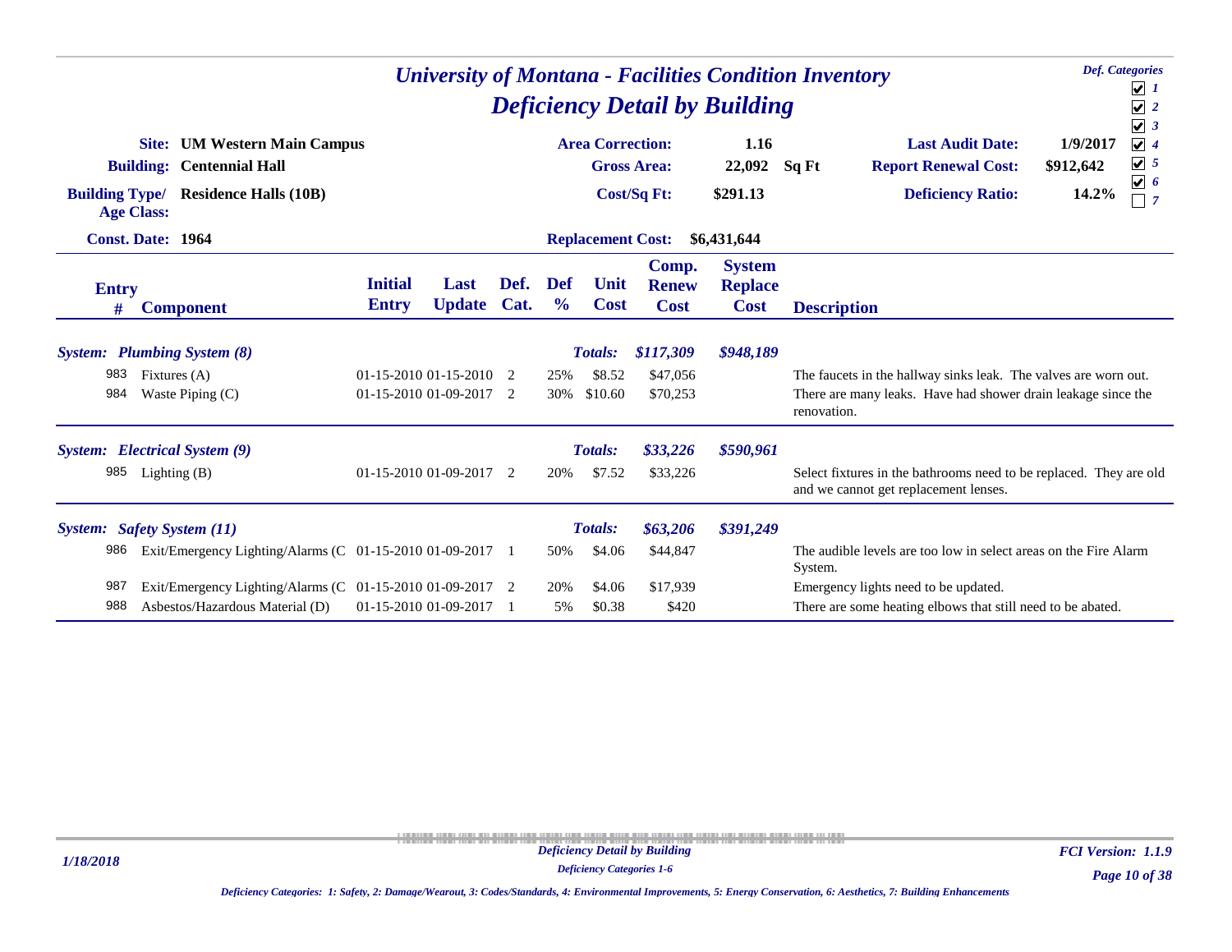# University of Montana - Facilities Condition Inventory

## Deficiency Detail by Building

Def. Categories: ☑ 1 ☑ 2 ☑ 3 ☑ 4 ☑ 5 ☑ 6 ☐ 7

**Site:** UM Western Main Campus
**Building:** Centennial Hall
**Building Type/ Age Class:** Residence Halls (10B)
**Const. Date:** 1964

**Area Correction:** 1.16
**Gross Area:** 22,092 Sq Ft
**Cost/Sq Ft:** $291.13
**Replacement Cost:** $6,431,644

**Last Audit Date:** 1/9/2017
**Report Renewal Cost:** $912,642
**Deficiency Ratio:** 14.2%

| Entry # | Component | Initial Entry | Last Update | Def. Cat. | Def % | Unit Cost | Comp. Renew Cost | System Replace Cost | Description |
|---|---|---|---|---|---|---|---|---|---|
| ***System: Plumbing System (8)*** | | | | | | ***Totals:*** | ***$117,309*** | ***$948,189*** | |
| 983 | Fixtures (A) | 01-15-2010 | 01-15-2010 | 2 | 25% | $8.52 | $47,056 | | The faucets in the hallway sinks leak. The valves are worn out. |
| 984 | Waste Piping (C) | 01-15-2010 | 01-09-2017 | 2 | 30% | $10.60 | $70,253 | | There are many leaks. Have had shower drain leakage since the renovation. |
| ***System: Electrical System (9)*** | | | | | | ***Totals:*** | ***$33,226*** | ***$590,961*** | |
| 985 | Lighting (B) | 01-15-2010 | 01-09-2017 | 2 | 20% | $7.52 | $33,226 | | Select fixtures in the bathrooms need to be replaced. They are old and we cannot get replacement lenses. |
| ***System: Safety System (11)*** | | | | | | ***Totals:*** | ***$63,206*** | ***$391,249*** | |
| 986 | Exit/Emergency Lighting/Alarms (C | 01-15-2010 | 01-09-2017 | 1 | 50% | $4.06 | $44,847 | | The audible levels are too low in select areas on the Fire Alarm System. |
| 987 | Exit/Emergency Lighting/Alarms (C | 01-15-2010 | 01-09-2017 | 2 | 20% | $4.06 | $17,939 | | Emergency lights need to be updated. |
| 988 | Asbestos/Hazardous Material (D) | 01-15-2010 | 01-09-2017 | 1 | 5% | $0.38 | $420 | | There are some heating elbows that still need to be abated. |

*Deficiency Categories: 1: Safety, 2: Damage/Wearout, 3: Codes/Standards, 4: Environmental Improvements, 5: Energy Conservation, 6: Aesthetics, 7: Building Enhancements*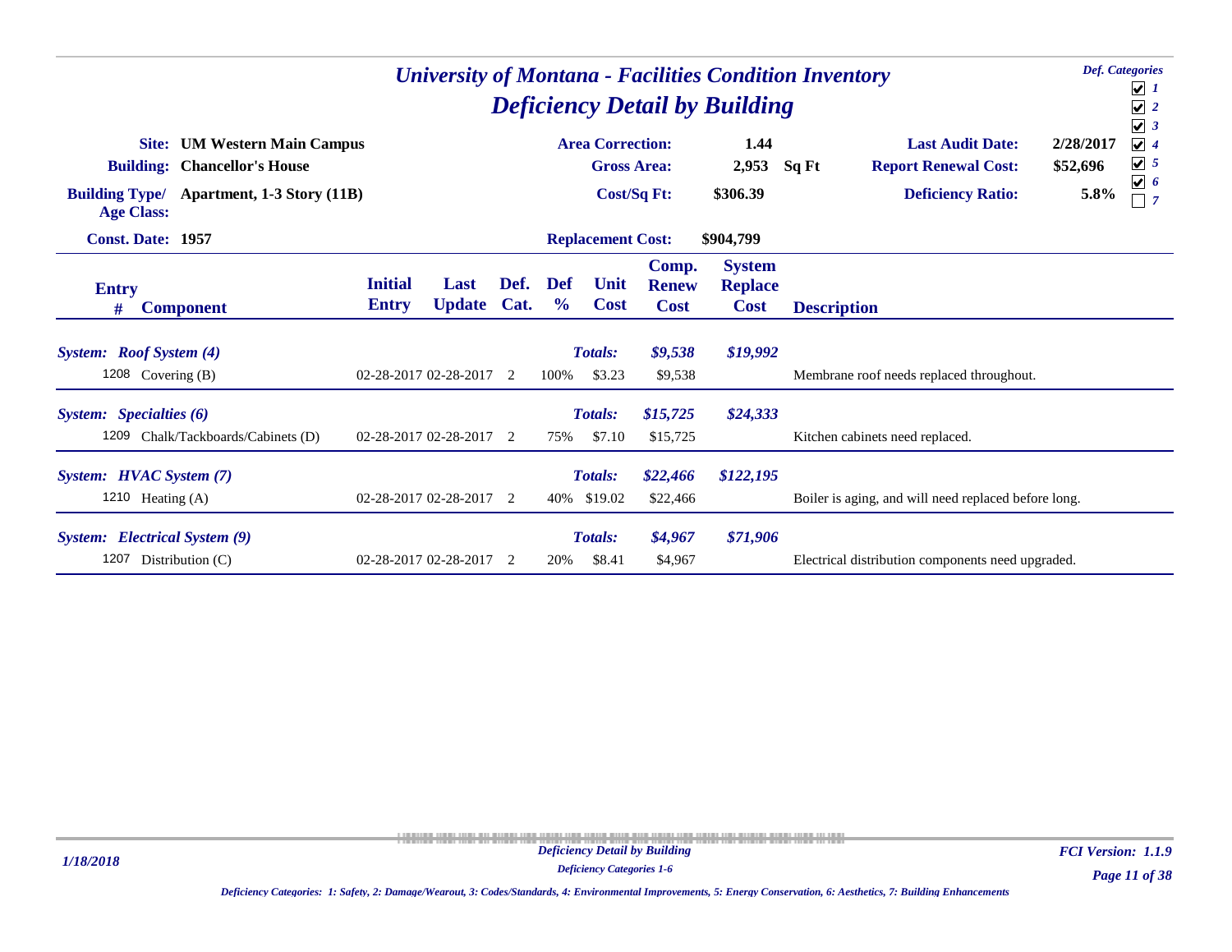# University of Montana - Facilities Condition Inventory

## Deficiency Detail by Building

**Def. Categories**

- [x] 1
- [x] 2
- [x] 3
- [x] 4
- [x] 5
- [x] 6
- [ ] 7

**Site:** UM Western Main Campus
**Building:** Chancellor's House
**Building Type/ Age Class:** Apartment, 1-3 Story (11B)
**Const. Date:** 1957

**Area Correction:** 1.44
**Gross Area:** 2,953 Sq Ft
**Cost/Sq Ft:** $306.39
**Replacement Cost:** $904,799

**Last Audit Date:** 2/28/2017
**Report Renewal Cost:** $52,696
**Deficiency Ratio:** 5.8%

| Entry # | Component | Initial Entry | Last Update | Def. Cat. | Def % | Unit Cost | Comp. Renew Cost | System Replace Cost | Description |
|---|---|---|---|---|---|---|---|---|---|
| ***System: Roof System (4)*** | | | | | | ***Totals:*** | ***$9,538*** | ***$19,992*** | |
| 1208 | Covering (B) | 02-28-2017 | 02-28-2017 | 2 | 100% | $3.23 | $9,538 | | Membrane roof needs replaced throughout. |
| ***System: Specialties (6)*** | | | | | | ***Totals:*** | ***$15,725*** | ***$24,333*** | |
| 1209 | Chalk/Tackboards/Cabinets (D) | 02-28-2017 | 02-28-2017 | 2 | 75% | $7.10 | $15,725 | | Kitchen cabinets need replaced. |
| ***System: HVAC System (7)*** | | | | | | ***Totals:*** | ***$22,466*** | ***$122,195*** | |
| 1210 | Heating (A) | 02-28-2017 | 02-28-2017 | 2 | 40% | $19.02 | $22,466 | | Boiler is aging, and will need replaced before long. |
| ***System: Electrical System (9)*** | | | | | | ***Totals:*** | ***$4,967*** | ***$71,906*** | |
| 1207 | Distribution (C) | 02-28-2017 | 02-28-2017 | 2 | 20% | $8.41 | $4,967 | | Electrical distribution components need upgraded. |

*Deficiency Categories: 1: Safety, 2: Damage/Wearout, 3: Codes/Standards, 4: Environmental Improvements, 5: Energy Conservation, 6: Aesthetics, 7: Building Enhancements*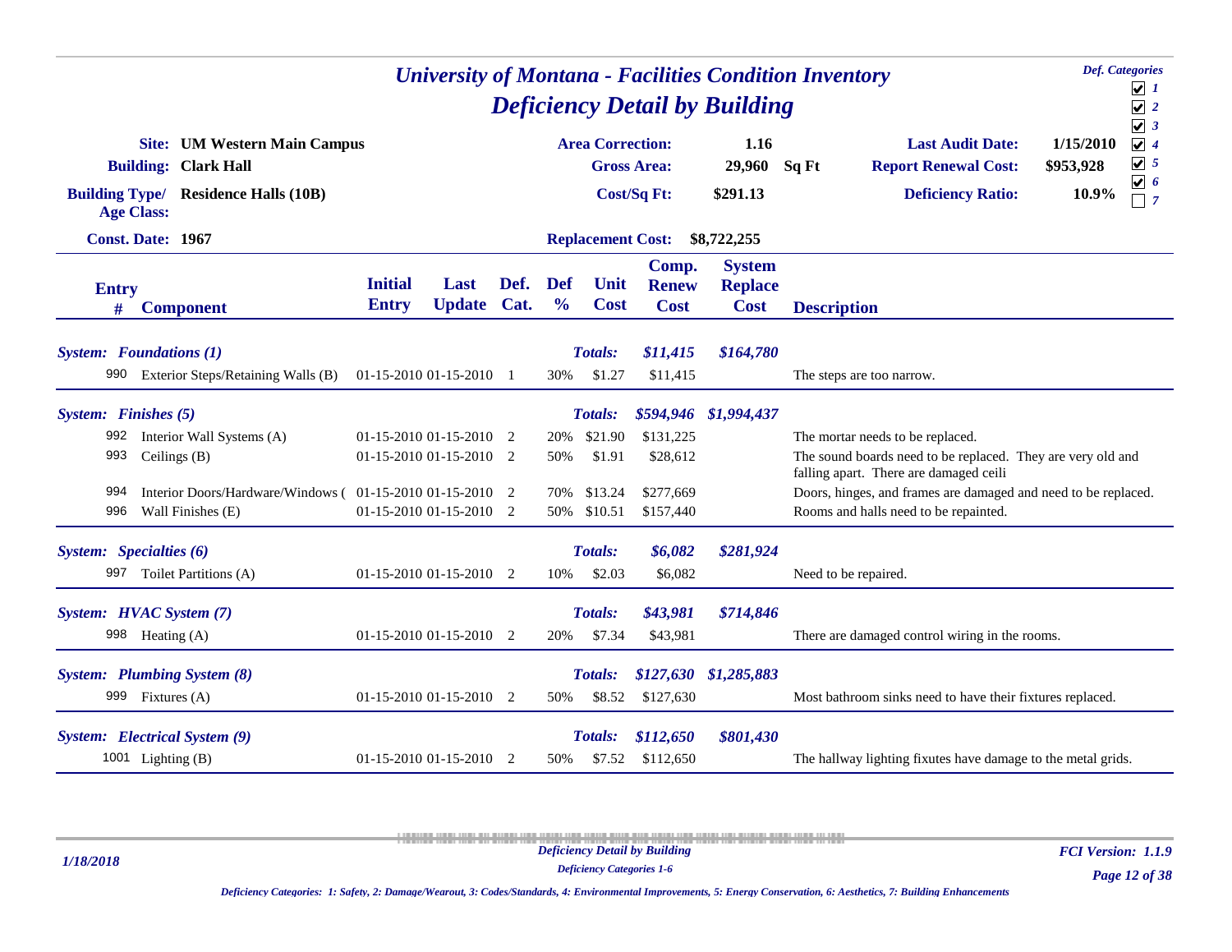# University of Montana - Facilities Condition Inventory
## Deficiency Detail by Building

**Def. Categories**
- [x] 1
- [x] 2
- [x] 3
- [x] 4
- [x] 5
- [x] 6
- [ ] 7

**Site:** UM Western Main Campus
**Building:** Clark Hall
**Building Type/ Age Class:** Residence Halls (10B)
**Const. Date:** 1967

**Area Correction:** 1.16
**Gross Area:** 29,960 Sq Ft
**Cost/Sq Ft:** $291.13
**Replacement Cost:** $8,722,255

**Last Audit Date:** 1/15/2010
**Report Renewal Cost:** $953,928
**Deficiency Ratio:** 10.9%

| Entry # | Component | Initial Entry | Last Update | Def. Cat. | Def % | Unit Cost | Comp. Renew Cost | System Replace Cost | Description |
|---|---|---|---|---|---|---|---|---|---|
| ***System: Foundations (1)*** | | | | | | ***Totals:*** | ***$11,415*** | ***$164,780*** | |
| 990 | Exterior Steps/Retaining Walls (B) | 01-15-2010 | 01-15-2010 | 1 | 30% | $1.27 | $11,415 | | The steps are too narrow. |
| ***System: Finishes (5)*** | | | | | | ***Totals:*** | ***$594,946*** | ***$1,994,437*** | |
| 992 | Interior Wall Systems (A) | 01-15-2010 | 01-15-2010 | 2 | 20% | $21.90 | $131,225 | | The mortar needs to be replaced. |
| 993 | Ceilings (B) | 01-15-2010 | 01-15-2010 | 2 | 50% | $1.91 | $28,612 | | The sound boards need to be replaced. They are very old and falling apart. There are damaged ceili |
| 994 | Interior Doors/Hardware/Windows ( | 01-15-2010 | 01-15-2010 | 2 | 70% | $13.24 | $277,669 | | Doors, hinges, and frames are damaged and need to be replaced. |
| 996 | Wall Finishes (E) | 01-15-2010 | 01-15-2010 | 2 | 50% | $10.51 | $157,440 | | Rooms and halls need to be repainted. |
| ***System: Specialties (6)*** | | | | | | ***Totals:*** | ***$6,082*** | ***$281,924*** | |
| 997 | Toilet Partitions (A) | 01-15-2010 | 01-15-2010 | 2 | 10% | $2.03 | $6,082 | | Need to be repaired. |
| ***System: HVAC System (7)*** | | | | | | ***Totals:*** | ***$43,981*** | ***$714,846*** | |
| 998 | Heating (A) | 01-15-2010 | 01-15-2010 | 2 | 20% | $7.34 | $43,981 | | There are damaged control wiring in the rooms. |
| ***System: Plumbing System (8)*** | | | | | | ***Totals:*** | ***$127,630*** | ***$1,285,883*** | |
| 999 | Fixtures (A) | 01-15-2010 | 01-15-2010 | 2 | 50% | $8.52 | $127,630 | | Most bathroom sinks need to have their fixtures replaced. |
| ***System: Electrical System (9)*** | | | | | | ***Totals:*** | ***$112,650*** | ***$801,430*** | |
| 1001 | Lighting (B) | 01-15-2010 | 01-15-2010 | 2 | 50% | $7.52 | $112,650 | | The hallway lighting fixutes have damage to the metal grids. |

*Deficiency Categories: 1: Safety, 2: Damage/Wearout, 3: Codes/Standards, 4: Environmental Improvements, 5: Energy Conservation, 6: Aesthetics, 7: Building Enhancements*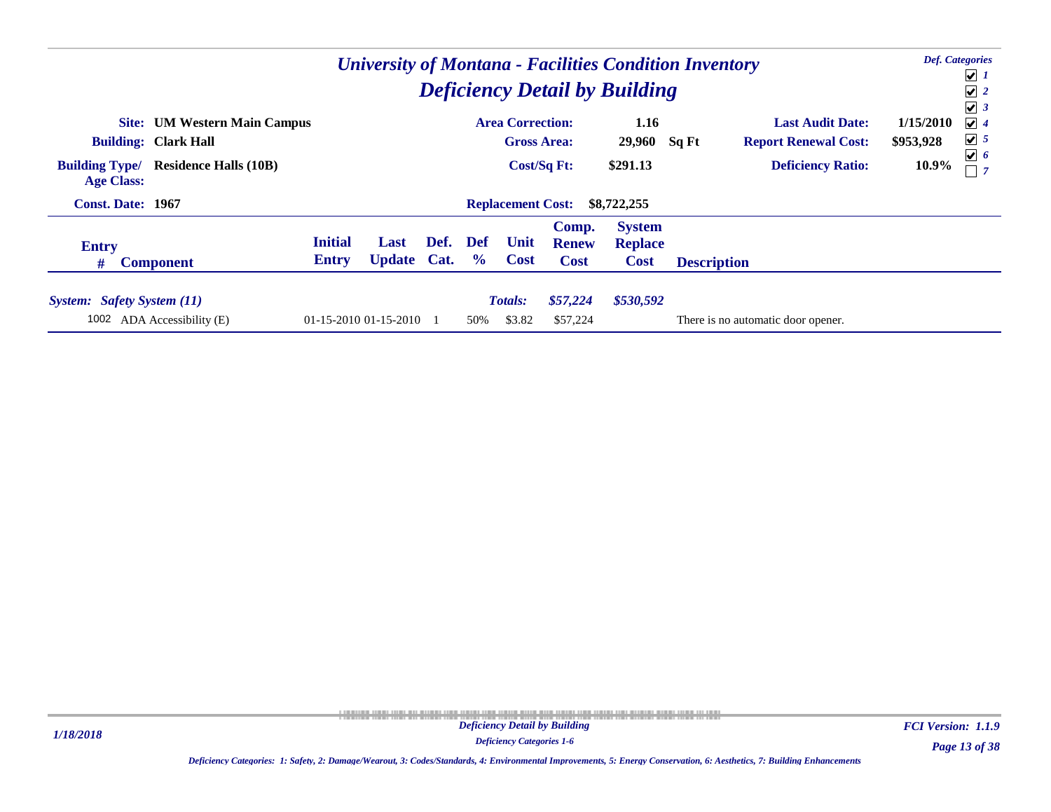# University of Montana - Facilities Condition Inventory

## Deficiency Detail by Building

*Def. Categories*
- [x] 1
- [x] 2
- [x] 3
- [x] 4
- [x] 5
- [x] 6
- [ ] 7

**Site:** UM Western Main Campus
**Building:** Clark Hall
**Building Type/ Age Class:** Residence Halls (10B)
**Const. Date:** 1967

**Area Correction:** 1.16
**Gross Area:** 29,960 Sq Ft
**Cost/Sq Ft:** $291.13
**Replacement Cost:** $8,722,255

**Last Audit Date:** 1/15/2010
**Report Renewal Cost:** $953,928
**Deficiency Ratio:** 10.9%

| Entry # | Component | Initial Entry | Last Update | Def. Cat. | Def % | Unit Cost | Comp. Renew Cost | System Replace Cost | Description |
|---|---|---|---|---|---|---|---|---|---|
| ***System: Safety System (11)*** | | | | | | ***Totals:*** | ***$57,224*** | ***$530,592*** | |
| 1002 | ADA Accessibility (E) | 01-15-2010 | 01-15-2010 | 1 | 50% | $3.82 | $57,224 | | There is no automatic door opener. |

*Deficiency Detail by Building*
*Deficiency Categories 1-6*

*Deficiency Categories: 1: Safety, 2: Damage/Wearout, 3: Codes/Standards, 4: Environmental Improvements, 5: Energy Conservation, 6: Aesthetics, 7: Building Enhancements*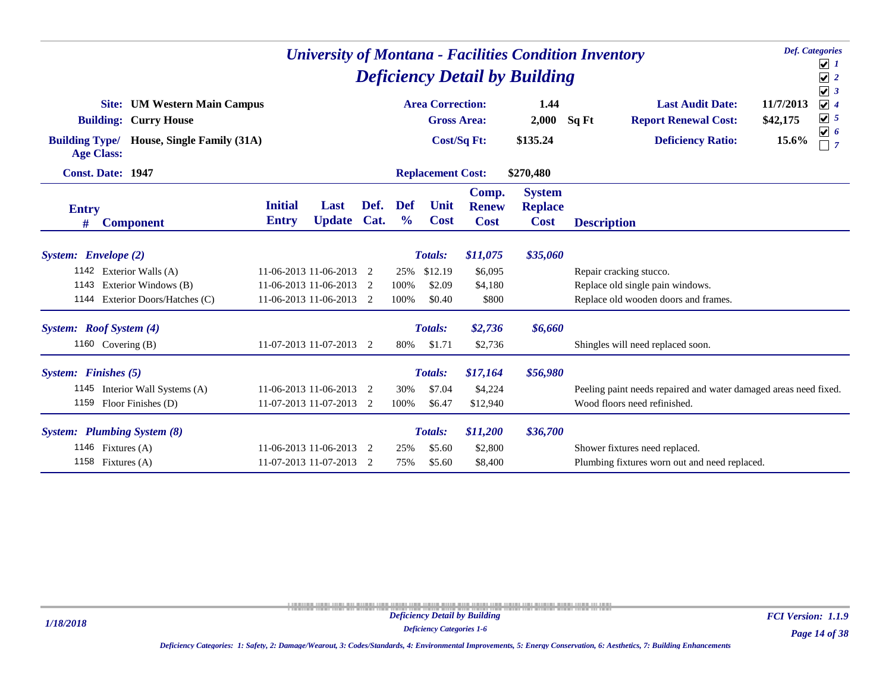# University of Montana - Facilities Condition Inventory

## Deficiency Detail by Building

**Def. Categories**
- [x] 1
- [x] 2
- [x] 3
- [x] 4
- [x] 5
- [x] 6
- [ ] 7

**Site:** UM Western Main Campus
**Building:** Curry House
**Building Type/ Age Class:** House, Single Family (31A)
**Const. Date:** 1947

**Area Correction:** 1.44
**Gross Area:** 2,000 Sq Ft
**Cost/Sq Ft:** $135.24
**Replacement Cost:** $270,480

**Last Audit Date:** 11/7/2013
**Report Renewal Cost:** $42,175
**Deficiency Ratio:** 15.6%

| Entry # | Component | Initial Entry | Last Update | Def. Cat. | Def % | Unit Cost | Comp. Renew Cost | System Replace Cost | Description |
|---|---|---|---|---|---|---|---|---|---|
| ***System: Envelope (2)*** | | | | | | ***Totals:*** | ***$11,075*** | ***$35,060*** | |
| 1142 | Exterior Walls (A) | 11-06-2013 | 11-06-2013 | 2 | 25% | $12.19 | $6,095 | | Repair cracking stucco. |
| 1143 | Exterior Windows (B) | 11-06-2013 | 11-06-2013 | 2 | 100% | $2.09 | $4,180 | | Replace old single pain windows. |
| 1144 | Exterior Doors/Hatches (C) | 11-06-2013 | 11-06-2013 | 2 | 100% | $0.40 | $800 | | Replace old wooden doors and frames. |
| ***System: Roof System (4)*** | | | | | | ***Totals:*** | ***$2,736*** | ***$6,660*** | |
| 1160 | Covering (B) | 11-07-2013 | 11-07-2013 | 2 | 80% | $1.71 | $2,736 | | Shingles will need replaced soon. |
| ***System: Finishes (5)*** | | | | | | ***Totals:*** | ***$17,164*** | ***$56,980*** | |
| 1145 | Interior Wall Systems (A) | 11-06-2013 | 11-06-2013 | 2 | 30% | $7.04 | $4,224 | | Peeling paint needs repaired and water damaged areas need fixed. |
| 1159 | Floor Finishes (D) | 11-07-2013 | 11-07-2013 | 2 | 100% | $6.47 | $12,940 | | Wood floors need refinished. |
| ***System: Plumbing System (8)*** | | | | | | ***Totals:*** | ***$11,200*** | ***$36,700*** | |
| 1146 | Fixtures (A) | 11-06-2013 | 11-06-2013 | 2 | 25% | $5.60 | $2,800 | | Shower fixtures need replaced. |
| 1158 | Fixtures (A) | 11-07-2013 | 11-07-2013 | 2 | 75% | $5.60 | $8,400 | | Plumbing fixtures worn out and need replaced. |

*Deficiency Categories: 1: Safety, 2: Damage/Wearout, 3: Codes/Standards, 4: Environmental Improvements, 5: Energy Conservation, 6: Aesthetics, 7: Building Enhancements*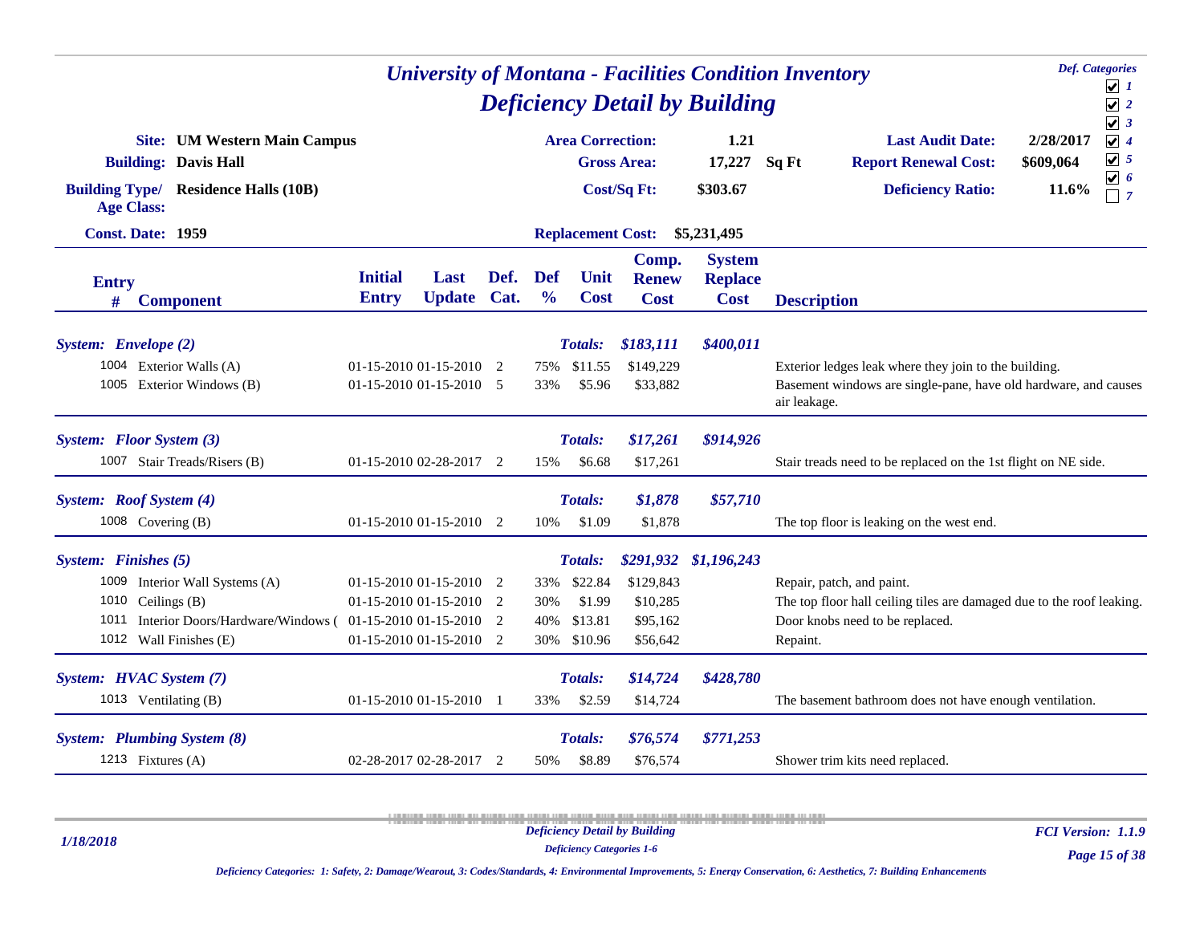# University of Montana - Facilities Condition Inventory
## Deficiency Detail by Building

**Def. Categories**
- [x] 1
- [x] 2
- [x] 3
- [x] 4
- [x] 5
- [x] 6
- [ ] 7

**Site:** UM Western Main Campus
**Building:** Davis Hall
**Building Type/ Age Class:** Residence Halls (10B)
**Const. Date:** 1959

**Area Correction:** 1.21
**Gross Area:** 17,227 Sq Ft
**Cost/Sq Ft:** $303.67
**Replacement Cost:** $5,231,495

**Last Audit Date:** 2/28/2017
**Report Renewal Cost:** $609,064
**Deficiency Ratio:** 11.6%

| Entry # | Component | Initial Entry | Last Update | Def. Cat. | Def % | Unit Cost | Comp. Renew Cost | System Replace Cost | Description |
|---|---|---|---|---|---|---|---|---|---|
| ***System: Envelope (2)*** | | | | | | ***Totals:*** | ***$183,111*** | ***$400,011*** | |
| 1004 | Exterior Walls (A) | 01-15-2010 | 01-15-2010 | 2 | 75% | $11.55 | $149,229 | | Exterior ledges leak where they join to the building. |
| 1005 | Exterior Windows (B) | 01-15-2010 | 01-15-2010 | 5 | 33% | $5.96 | $33,882 | | Basement windows are single-pane, have old hardware, and causes air leakage. |
| ***System: Floor System (3)*** | | | | | | ***Totals:*** | ***$17,261*** | ***$914,926*** | |
| 1007 | Stair Treads/Risers (B) | 01-15-2010 | 02-28-2017 | 2 | 15% | $6.68 | $17,261 | | Stair treads need to be replaced on the 1st flight on NE side. |
| ***System: Roof System (4)*** | | | | | | ***Totals:*** | ***$1,878*** | ***$57,710*** | |
| 1008 | Covering (B) | 01-15-2010 | 01-15-2010 | 2 | 10% | $1.09 | $1,878 | | The top floor is leaking on the west end. |
| ***System: Finishes (5)*** | | | | | | ***Totals:*** | ***$291,932*** | ***$1,196,243*** | |
| 1009 | Interior Wall Systems (A) | 01-15-2010 | 01-15-2010 | 2 | 33% | $22.84 | $129,843 | | Repair, patch, and paint. |
| 1010 | Ceilings (B) | 01-15-2010 | 01-15-2010 | 2 | 30% | $1.99 | $10,285 | | The top floor hall ceiling tiles are damaged due to the roof leaking. |
| 1011 | Interior Doors/Hardware/Windows ( | 01-15-2010 | 01-15-2010 | 2 | 40% | $13.81 | $95,162 | | Door knobs need to be replaced. |
| 1012 | Wall Finishes (E) | 01-15-2010 | 01-15-2010 | 2 | 30% | $10.96 | $56,642 | | Repaint. |
| ***System: HVAC System (7)*** | | | | | | ***Totals:*** | ***$14,724*** | ***$428,780*** | |
| 1013 | Ventilating (B) | 01-15-2010 | 01-15-2010 | 1 | 33% | $2.59 | $14,724 | | The basement bathroom does not have enough ventilation. |
| ***System: Plumbing System (8)*** | | | | | | ***Totals:*** | ***$76,574*** | ***$771,253*** | |
| 1213 | Fixtures (A) | 02-28-2017 | 02-28-2017 | 2 | 50% | $8.89 | $76,574 | | Shower trim kits need replaced. |

*Deficiency Categories: 1: Safety, 2: Damage/Wearout, 3: Codes/Standards, 4: Environmental Improvements, 5: Energy Conservation, 6: Aesthetics, 7: Building Enhancements*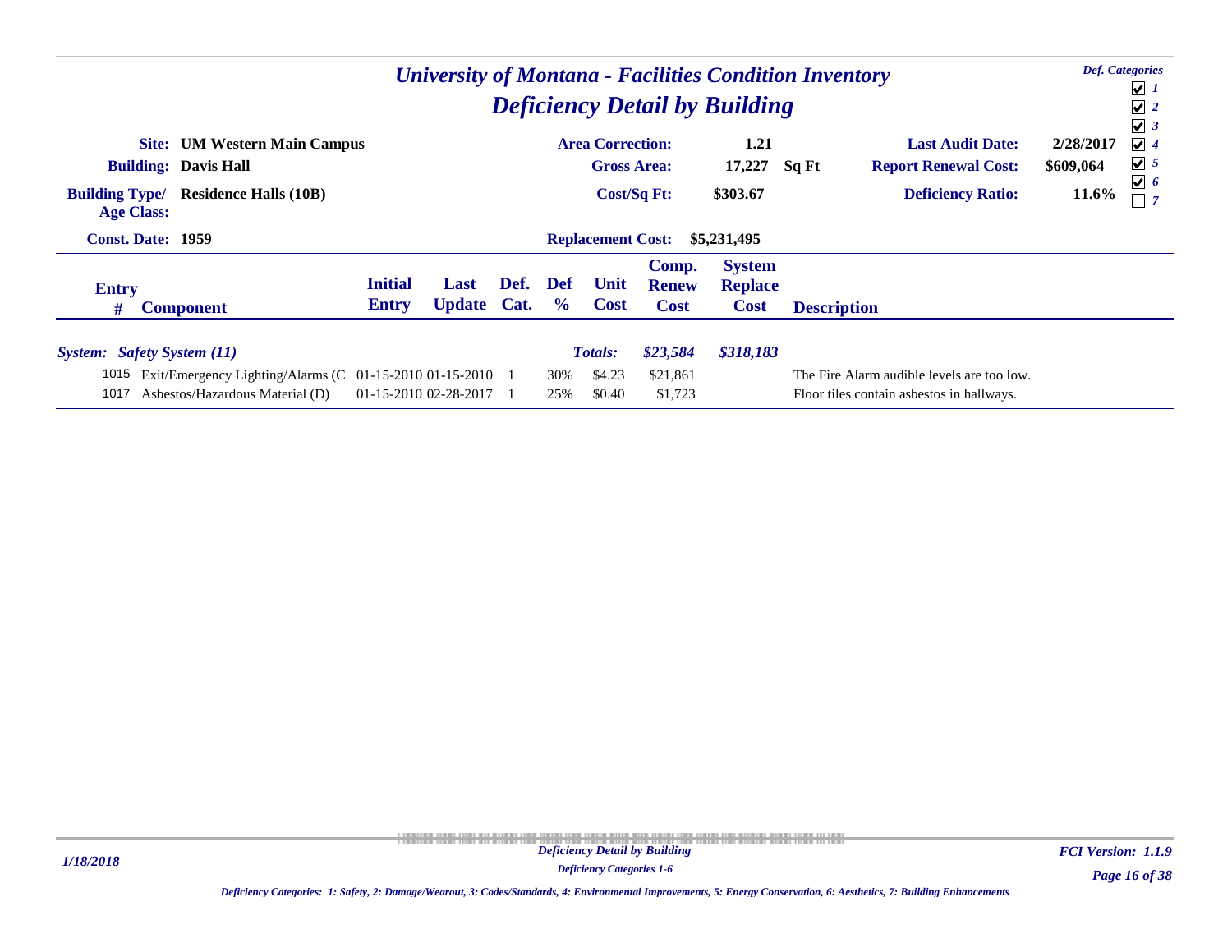# University of Montana - Facilities Condition Inventory

## Deficiency Detail by Building

**Def. Categories**
- [x] 1
- [x] 2
- [x] 3
- [x] 4
- [x] 5
- [x] 6
- [ ] 7

| | | | | | | |
|---|---|---|---|---|---|---|
| **Site:** | UM Western Main Campus | **Area Correction:** | 1.21 | | **Last Audit Date:** | 2/28/2017 |
| **Building:** | Davis Hall | **Gross Area:** | 17,227 | Sq Ft | **Report Renewal Cost:** | $609,064 |
| **Building Type/ Age Class:** | Residence Halls (10B) | **Cost/Sq Ft:** | $303.67 | | **Deficiency Ratio:** | 11.6% |
| **Const. Date:** | 1959 | **Replacement Cost:** | $5,231,495 | | | |

| Entry # | Component | Initial Entry | Last Update | Def. Cat. | Def % | Unit Cost | Comp. Renew Cost | System Replace Cost | Description |
|---|---|---|---|---|---|---|---|---|---|
| ***System: Safety System (11)*** | | | | | | ***Totals:*** | ***$23,584*** | ***$318,183*** | |
| 1015 | Exit/Emergency Lighting/Alarms (C | 01-15-2010 | 01-15-2010 | 1 | 30% | $4.23 | $21,861 | | The Fire Alarm audible levels are too low. |
| 1017 | Asbestos/Hazardous Material (D) | 01-15-2010 | 02-28-2017 | 1 | 25% | $0.40 | $1,723 | | Floor tiles contain asbestos in hallways. |

*Deficiency Categories: 1: Safety, 2: Damage/Wearout, 3: Codes/Standards, 4: Environmental Improvements, 5: Energy Conservation, 6: Aesthetics, 7: Building Enhancements*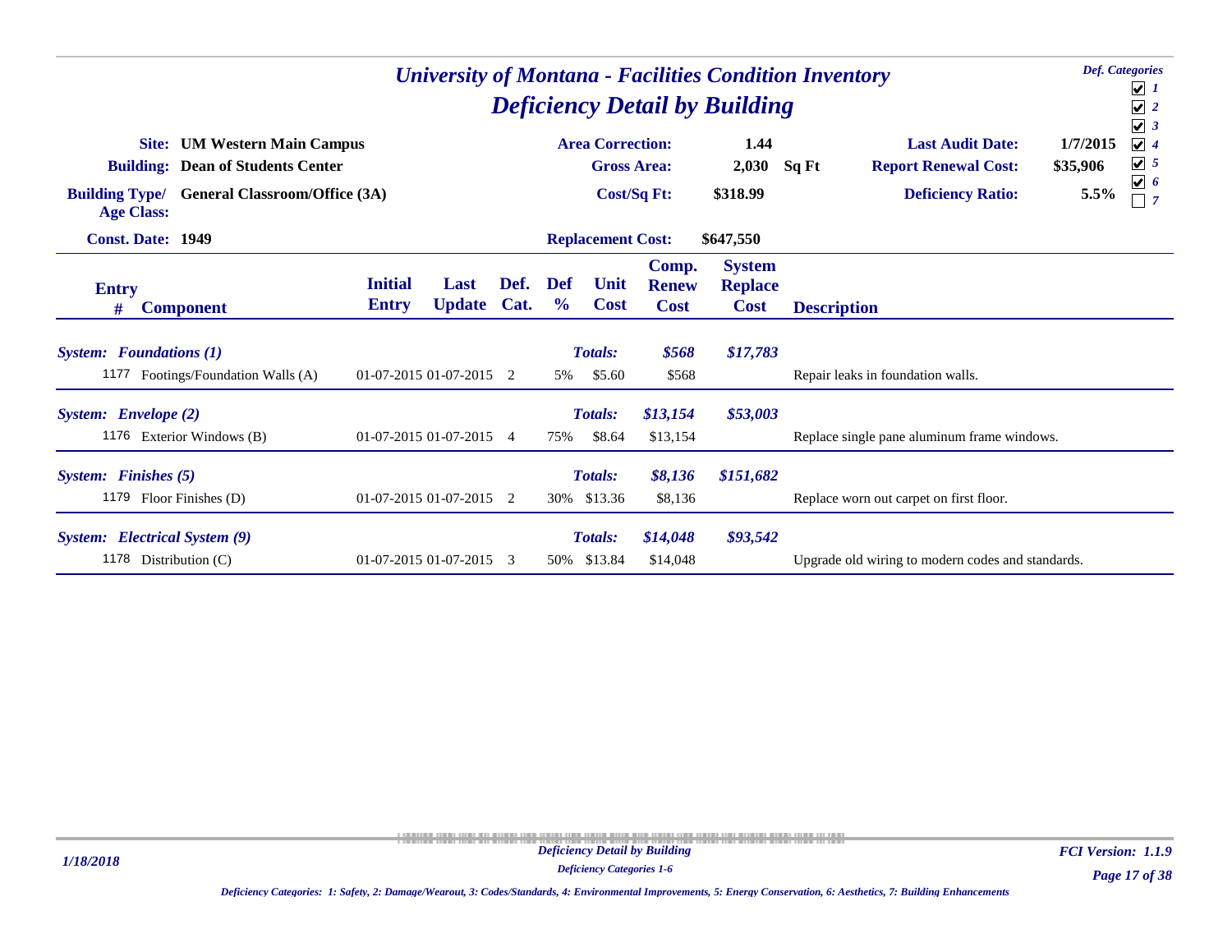# University of Montana - Facilities Condition Inventory

## Deficiency Detail by Building

**Def. Categories**
- ☑ 1
- ☑ 2
- ☑ 3
- ☑ 4
- ☑ 5
- ☑ 6
- ☐ 7

| | | | | | |
|---|---|---|---|---|---|
| **Site:** | **UM Western Main Campus** | **Area Correction:** | **1.44** | **Last Audit Date:** | **1/7/2015** |
| **Building:** | **Dean of Students Center** | **Gross Area:** | **2,030 Sq Ft** | **Report Renewal Cost:** | **$35,906** |
| **Building Type/ Age Class:** | **General Classroom/Office (3A)** | **Cost/Sq Ft:** | **$318.99** | **Deficiency Ratio:** | **5.5%** |
| **Const. Date:** | **1949** | **Replacement Cost:** | **$647,550** | | |

| Entry # | Component | Initial Entry | Last Update | Def. Cat. | Def % | Unit Cost | Comp. Renew Cost | System Replace Cost | Description |
|---|---|---|---|---|---|---|---|---|---|
| ***System: Foundations (1)*** | | | | | | ***Totals:*** | ***$568*** | ***$17,783*** | |
| 1177 | Footings/Foundation Walls (A) | 01-07-2015 | 01-07-2015 | 2 | 5% | $5.60 | $568 | | Repair leaks in foundation walls. |
| ***System: Envelope (2)*** | | | | | | ***Totals:*** | ***$13,154*** | ***$53,003*** | |
| 1176 | Exterior Windows (B) | 01-07-2015 | 01-07-2015 | 4 | 75% | $8.64 | $13,154 | | Replace single pane aluminum frame windows. |
| ***System: Finishes (5)*** | | | | | | ***Totals:*** | ***$8,136*** | ***$151,682*** | |
| 1179 | Floor Finishes (D) | 01-07-2015 | 01-07-2015 | 2 | 30% | $13.36 | $8,136 | | Replace worn out carpet on first floor. |
| ***System: Electrical System (9)*** | | | | | | ***Totals:*** | ***$14,048*** | ***$93,542*** | |
| 1178 | Distribution (C) | 01-07-2015 | 01-07-2015 | 3 | 50% | $13.84 | $14,048 | | Upgrade old wiring to modern codes and standards. |

*Deficiency Categories: 1: Safety, 2: Damage/Wearout, 3: Codes/Standards, 4: Environmental Improvements, 5: Energy Conservation, 6: Aesthetics, 7: Building Enhancements*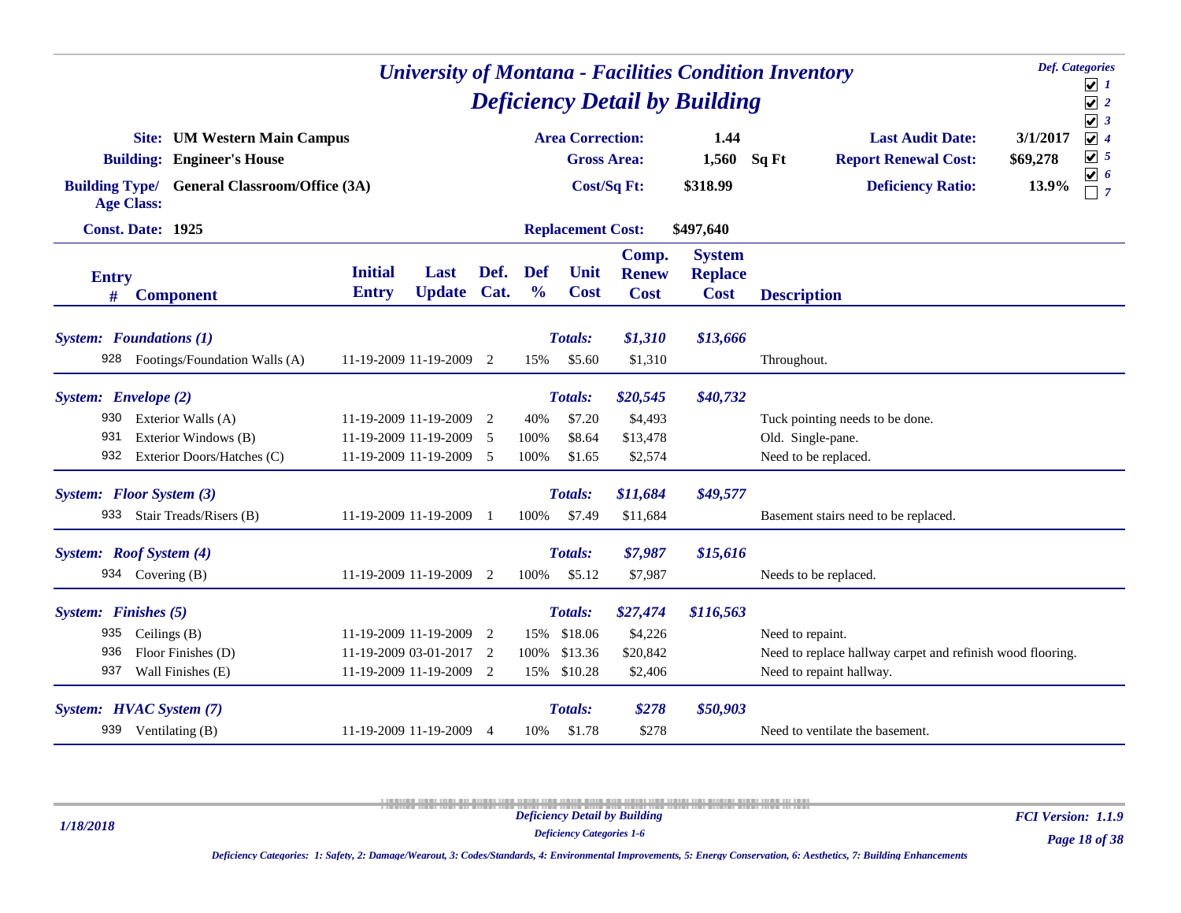# University of Montana - Facilities Condition Inventory

## Deficiency Detail by Building

**Def. Categories**
- ☑ 1
- ☑ 2
- ☑ 3
- ☑ 4
- ☑ 5
- ☑ 6
- ☐ 7

| | | | | | |
|---|---|---|---|---|---|
| **Site:** | **UM Western Main Campus** | **Area Correction:** | **1.44** | **Last Audit Date:** | **3/1/2017** |
| **Building:** | **Engineer's House** | **Gross Area:** | **1,560 Sq Ft** | **Report Renewal Cost:** | **$69,278** |
| **Building Type/ Age Class:** | **General Classroom/Office (3A)** | **Cost/Sq Ft:** | **$318.99** | **Deficiency Ratio:** | **13.9%** |
| **Const. Date:** | **1925** | **Replacement Cost:** | **$497,640** | | |

| Entry # | Component | Initial Entry | Last Update | Def. Cat. | Def % | Unit Cost | Comp. Renew Cost | System Replace Cost | Description |
|---|---|---|---|---|---|---|---|---|---|
| ***System: Foundations (1)*** | | | | | | ***Totals:*** | ***$1,310*** | ***$13,666*** | |
| 928 | Footings/Foundation Walls (A) | 11-19-2009 | 11-19-2009 | 2 | 15% | $5.60 | $1,310 | | Throughout. |
| ***System: Envelope (2)*** | | | | | | ***Totals:*** | ***$20,545*** | ***$40,732*** | |
| 930 | Exterior Walls (A) | 11-19-2009 | 11-19-2009 | 2 | 40% | $7.20 | $4,493 | | Tuck pointing needs to be done. |
| 931 | Exterior Windows (B) | 11-19-2009 | 11-19-2009 | 5 | 100% | $8.64 | $13,478 | | Old. Single-pane. |
| 932 | Exterior Doors/Hatches (C) | 11-19-2009 | 11-19-2009 | 5 | 100% | $1.65 | $2,574 | | Need to be replaced. |
| ***System: Floor System (3)*** | | | | | | ***Totals:*** | ***$11,684*** | ***$49,577*** | |
| 933 | Stair Treads/Risers (B) | 11-19-2009 | 11-19-2009 | 1 | 100% | $7.49 | $11,684 | | Basement stairs need to be replaced. |
| ***System: Roof System (4)*** | | | | | | ***Totals:*** | ***$7,987*** | ***$15,616*** | |
| 934 | Covering (B) | 11-19-2009 | 11-19-2009 | 2 | 100% | $5.12 | $7,987 | | Needs to be replaced. |
| ***System: Finishes (5)*** | | | | | | ***Totals:*** | ***$27,474*** | ***$116,563*** | |
| 935 | Ceilings (B) | 11-19-2009 | 11-19-2009 | 2 | 15% | $18.06 | $4,226 | | Need to repaint. |
| 936 | Floor Finishes (D) | 11-19-2009 | 03-01-2017 | 2 | 100% | $13.36 | $20,842 | | Need to replace hallway carpet and refinish wood flooring. |
| 937 | Wall Finishes (E) | 11-19-2009 | 11-19-2009 | 2 | 15% | $10.28 | $2,406 | | Need to repaint hallway. |
| ***System: HVAC System (7)*** | | | | | | ***Totals:*** | ***$278*** | ***$50,903*** | |
| 939 | Ventilating (B) | 11-19-2009 | 11-19-2009 | 4 | 10% | $1.78 | $278 | | Need to ventilate the basement. |

*Deficiency Detail by Building*
*Deficiency Categories 1-6*

*Deficiency Categories: 1: Safety, 2: Damage/Wearout, 3: Codes/Standards, 4: Environmental Improvements, 5: Energy Conservation, 6: Aesthetics, 7: Building Enhancements*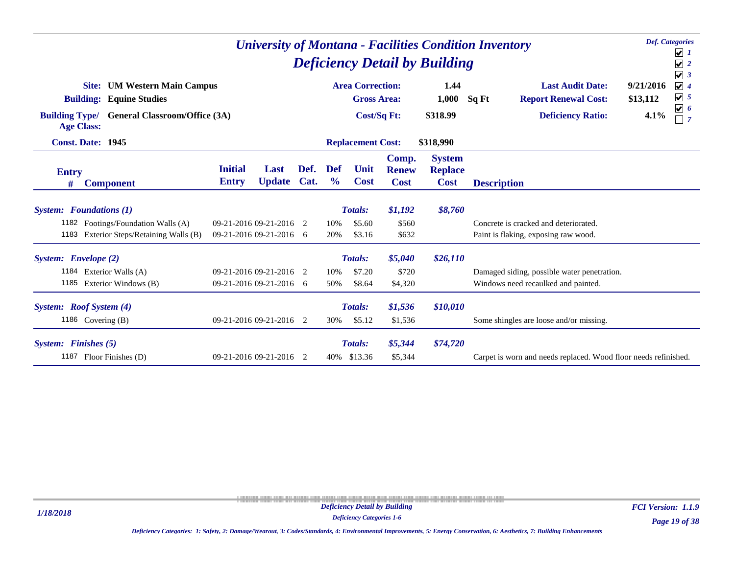# University of Montana - Facilities Condition Inventory

## Deficiency Detail by Building

**Def. Categories**
- [x] 1
- [x] 2
- [x] 3
- [x] 4
- [x] 5
- [x] 6
- [ ] 7

| | | | | | |
|---|---|---|---|---|---|
| **Site:** | **UM Western Main Campus** | **Area Correction:** | **1.44** | **Last Audit Date:** | **9/21/2016** |
| **Building:** | **Equine Studies** | **Gross Area:** | **1,000 Sq Ft** | **Report Renewal Cost:** | **$13,112** |
| **Building Type/ Age Class:** | **General Classroom/Office (3A)** | **Cost/Sq Ft:** | **$318.99** | **Deficiency Ratio:** | **4.1%** |
| **Const. Date:** | **1945** | **Replacement Cost:** | **$318,990** | | |

| Entry # | Component | Initial Entry | Last Update | Def. Cat. | Def % | Unit Cost | Comp. Renew Cost | System Replace Cost | Description |
|---|---|---|---|---|---|---|---|---|---|
| ***System: Foundations (1)*** | | | | | | ***Totals:*** | ***$1,192*** | ***$8,760*** | |
| 1182 | Footings/Foundation Walls (A) | 09-21-2016 | 09-21-2016 | 2 | 10% | $5.60 | $560 | | Concrete is cracked and deteriorated. |
| 1183 | Exterior Steps/Retaining Walls (B) | 09-21-2016 | 09-21-2016 | 6 | 20% | $3.16 | $632 | | Paint is flaking, exposing raw wood. |
| ***System: Envelope (2)*** | | | | | | ***Totals:*** | ***$5,040*** | ***$26,110*** | |
| 1184 | Exterior Walls (A) | 09-21-2016 | 09-21-2016 | 2 | 10% | $7.20 | $720 | | Damaged siding, possible water penetration. |
| 1185 | Exterior Windows (B) | 09-21-2016 | 09-21-2016 | 6 | 50% | $8.64 | $4,320 | | Windows need recaulked and painted. |
| ***System: Roof System (4)*** | | | | | | ***Totals:*** | ***$1,536*** | ***$10,010*** | |
| 1186 | Covering (B) | 09-21-2016 | 09-21-2016 | 2 | 30% | $5.12 | $1,536 | | Some shingles are loose and/or missing. |
| ***System: Finishes (5)*** | | | | | | ***Totals:*** | ***$5,344*** | ***$74,720*** | |
| 1187 | Floor Finishes (D) | 09-21-2016 | 09-21-2016 | 2 | 40% | $13.36 | $5,344 | | Carpet is worn and needs replaced. Wood floor needs refinished. |

*Deficiency Categories: 1: Safety, 2: Damage/Wearout, 3: Codes/Standards, 4: Environmental Improvements, 5: Energy Conservation, 6: Aesthetics, 7: Building Enhancements*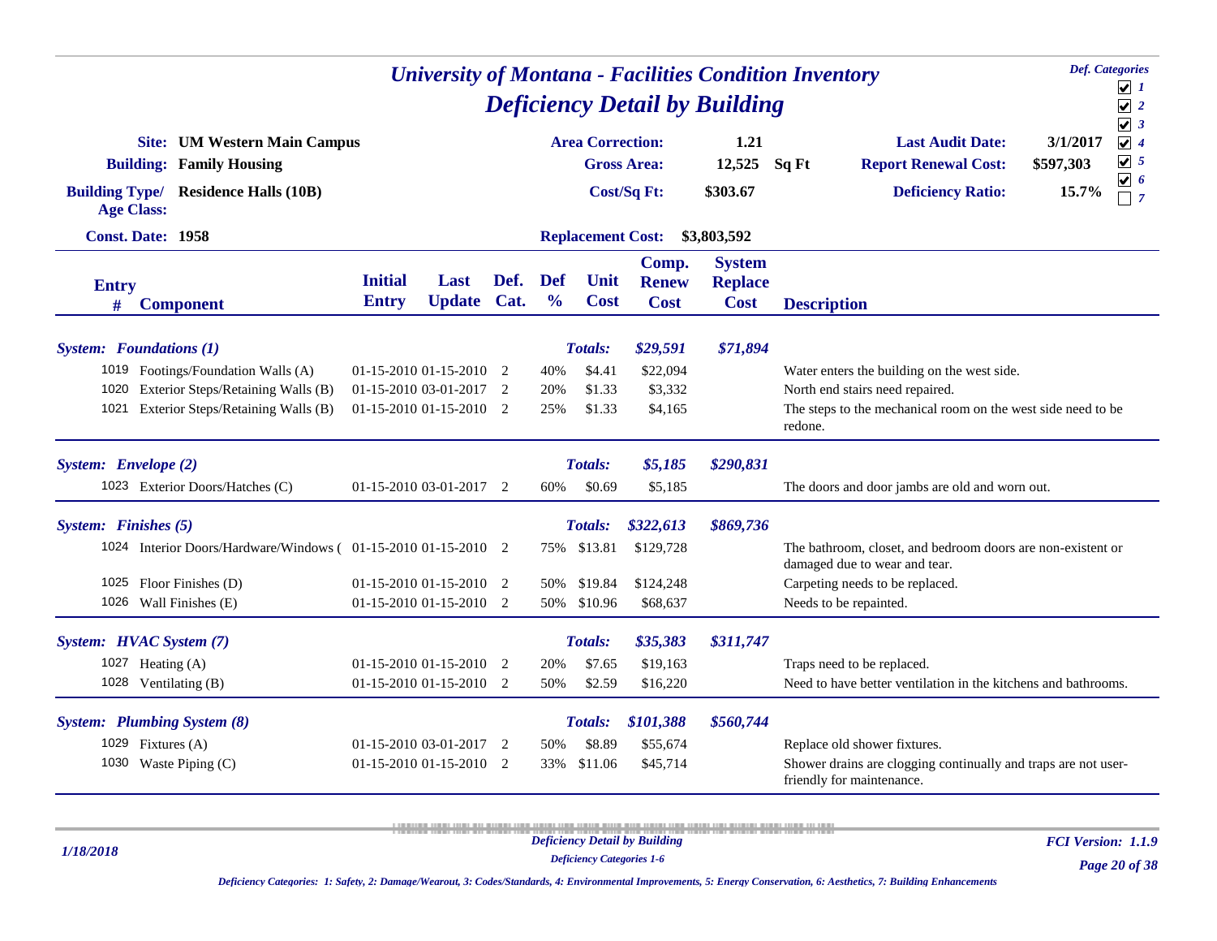# University of Montana - Facilities Condition Inventory

## Deficiency Detail by Building

**Def. Categories**
- ☑ 1
- ☑ 2
- ☑ 3
- ☑ 4
- ☑ 5
- ☑ 6
- ☐ 7

**Site:** UM Western Main Campus
**Building:** Family Housing
**Building Type/ Age Class:** Residence Halls (10B)
**Const. Date:** 1958

**Area Correction:** 1.21
**Gross Area:** 12,525 Sq Ft
**Cost/Sq Ft:** $303.67
**Replacement Cost:** $3,803,592

**Last Audit Date:** 3/1/2017
**Report Renewal Cost:** $597,303
**Deficiency Ratio:** 15.7%

| Entry # | Component | Initial Entry | Last Update | Def. Cat. | Def % | Unit Cost | Comp. Renew Cost | System Replace Cost | Description |
|---|---|---|---|---|---|---|---|---|---|
| ***System: Foundations (1)*** | | | | | | ***Totals:*** | ***$29,591*** | ***$71,894*** | |
| 1019 | Footings/Foundation Walls (A) | 01-15-2010 | 01-15-2010 | 2 | 40% | $4.41 | $22,094 | | Water enters the building on the west side. |
| 1020 | Exterior Steps/Retaining Walls (B) | 01-15-2010 | 03-01-2017 | 2 | 20% | $1.33 | $3,332 | | North end stairs need repaired. |
| 1021 | Exterior Steps/Retaining Walls (B) | 01-15-2010 | 01-15-2010 | 2 | 25% | $1.33 | $4,165 | | The steps to the mechanical room on the west side need to be redone. |
| ***System: Envelope (2)*** | | | | | | ***Totals:*** | ***$5,185*** | ***$290,831*** | |
| 1023 | Exterior Doors/Hatches (C) | 01-15-2010 | 03-01-2017 | 2 | 60% | $0.69 | $5,185 | | The doors and door jambs are old and worn out. |
| ***System: Finishes (5)*** | | | | | | ***Totals:*** | ***$322,613*** | ***$869,736*** | |
| 1024 | Interior Doors/Hardware/Windows ( | 01-15-2010 | 01-15-2010 | 2 | 75% | $13.81 | $129,728 | | The bathroom, closet, and bedroom doors are non-existent or damaged due to wear and tear. |
| 1025 | Floor Finishes (D) | 01-15-2010 | 01-15-2010 | 2 | 50% | $19.84 | $124,248 | | Carpeting needs to be replaced. |
| 1026 | Wall Finishes (E) | 01-15-2010 | 01-15-2010 | 2 | 50% | $10.96 | $68,637 | | Needs to be repainted. |
| ***System: HVAC System (7)*** | | | | | | ***Totals:*** | ***$35,383*** | ***$311,747*** | |
| 1027 | Heating (A) | 01-15-2010 | 01-15-2010 | 2 | 20% | $7.65 | $19,163 | | Traps need to be replaced. |
| 1028 | Ventilating (B) | 01-15-2010 | 01-15-2010 | 2 | 50% | $2.59 | $16,220 | | Need to have better ventilation in the kitchens and bathrooms. |
| ***System: Plumbing System (8)*** | | | | | | ***Totals:*** | ***$101,388*** | ***$560,744*** | |
| 1029 | Fixtures (A) | 01-15-2010 | 03-01-2017 | 2 | 50% | $8.89 | $55,674 | | Replace old shower fixtures. |
| 1030 | Waste Piping (C) | 01-15-2010 | 01-15-2010 | 2 | 33% | $11.06 | $45,714 | | Shower drains are clogging continually and traps are not user-friendly for maintenance. |

*Deficiency Categories: 1: Safety, 2: Damage/Wearout, 3: Codes/Standards, 4: Environmental Improvements, 5: Energy Conservation, 6: Aesthetics, 7: Building Enhancements*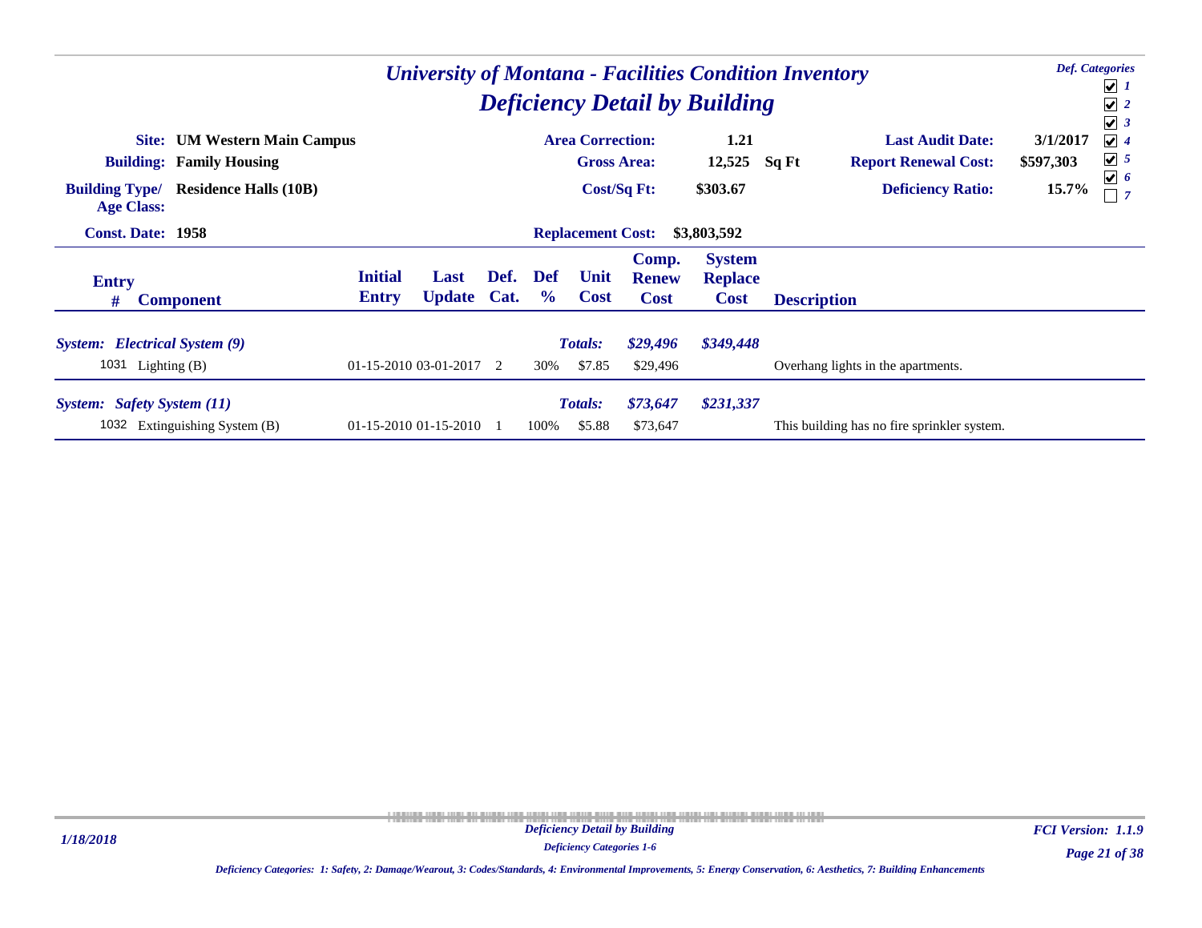# University of Montana - Facilities Condition Inventory

## Deficiency Detail by Building

**Def. Categories**
- ☑ 1
- ☑ 2
- ☑ 3
- ☑ 4
- ☑ 5
- ☑ 6
- ☐ 7

| | | | | | |
|---|---|---|---|---|---|
| **Site:** | **UM Western Main Campus** | **Area Correction:** | **1.21** | **Last Audit Date:** | **3/1/2017** |
| **Building:** | **Family Housing** | **Gross Area:** | **12,525 Sq Ft** | **Report Renewal Cost:** | **$597,303** |
| **Building Type/ Age Class:** | **Residence Halls (10B)** | **Cost/Sq Ft:** | **$303.67** | **Deficiency Ratio:** | **15.7%** |
| **Const. Date:** | **1958** | **Replacement Cost:** | **$3,803,592** | | |

| Entry # | Component | Initial Entry | Last Update | Def. Cat. | Def % | Unit Cost | Comp. Renew Cost | System Replace Cost | Description |
|---|---|---|---|---|---|---|---|---|---|
| ***System: Electrical System (9)*** | | | | | | ***Totals:*** | ***$29,496*** | ***$349,448*** | |
| 1031 | Lighting (B) | 01-15-2010 | 03-01-2017 | 2 | 30% | $7.85 | $29,496 | | Overhang lights in the apartments. |
| ***System: Safety System (11)*** | | | | | | ***Totals:*** | ***$73,647*** | ***$231,337*** | |
| 1032 | Extinguishing System (B) | 01-15-2010 | 01-15-2010 | 1 | 100% | $5.88 | $73,647 | | This building has no fire sprinkler system. |

*Deficiency Categories: 1: Safety, 2: Damage/Wearout, 3: Codes/Standards, 4: Environmental Improvements, 5: Energy Conservation, 6: Aesthetics, 7: Building Enhancements*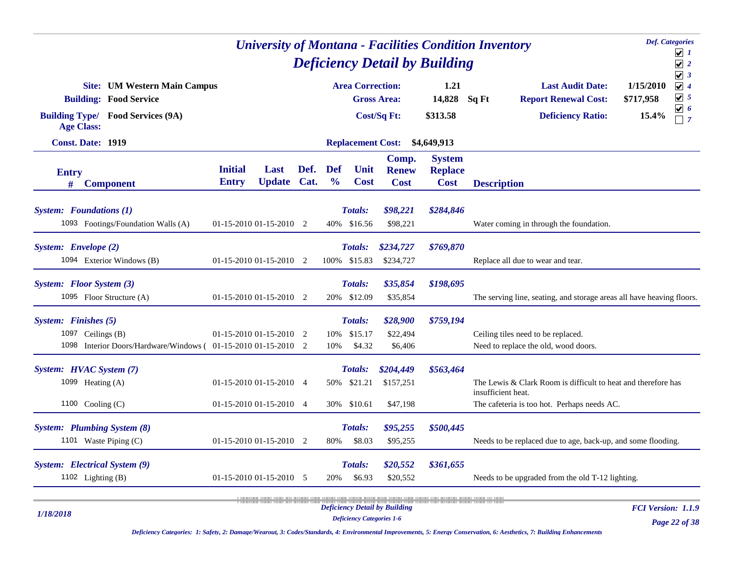# University of Montana - Facilities Condition Inventory
## Deficiency Detail by Building

**Def. Categories**
- [x] 1
- [x] 2
- [x] 3
- [x] 4
- [x] 5
- [x] 6
- [ ] 7

| | | | | | |
|---|---|---|---|---|---|
| **Site:** | UM Western Main Campus | **Area Correction:** | 1.21 | **Last Audit Date:** | 1/15/2010 |
| **Building:** | Food Service | **Gross Area:** | 14,828 Sq Ft | **Report Renewal Cost:** | $717,958 |
| **Building Type/ Age Class:** | Food Services (9A) | **Cost/Sq Ft:** | $313.58 | **Deficiency Ratio:** | 15.4% |
| **Const. Date:** | 1919 | **Replacement Cost:** | $4,649,913 | | |

| Entry # | Component | Initial Entry | Last Update | Def. Cat. | Def % | Unit Cost | Comp. Renew Cost | System Replace Cost | Description |
|---|---|---|---|---|---|---|---|---|---|
| ***System: Foundations (1)*** | | | | | | ***Totals:*** | ***$98,221*** | ***$284,846*** | |
| 1093 | Footings/Foundation Walls (A) | 01-15-2010 | 01-15-2010 | 2 | 40% | $16.56 | $98,221 | | Water coming in through the foundation. |
| ***System: Envelope (2)*** | | | | | | ***Totals:*** | ***$234,727*** | ***$769,870*** | |
| 1094 | Exterior Windows (B) | 01-15-2010 | 01-15-2010 | 2 | 100% | $15.83 | $234,727 | | Replace all due to wear and tear. |
| ***System: Floor System (3)*** | | | | | | ***Totals:*** | ***$35,854*** | ***$198,695*** | |
| 1095 | Floor Structure (A) | 01-15-2010 | 01-15-2010 | 2 | 20% | $12.09 | $35,854 | | The serving line, seating, and storage areas all have heaving floors. |
| ***System: Finishes (5)*** | | | | | | ***Totals:*** | ***$28,900*** | ***$759,194*** | |
| 1097 | Ceilings (B) | 01-15-2010 | 01-15-2010 | 2 | 10% | $15.17 | $22,494 | | Ceiling tiles need to be replaced. |
| 1098 | Interior Doors/Hardware/Windows ( | 01-15-2010 | 01-15-2010 | 2 | 10% | $4.32 | $6,406 | | Need to replace the old, wood doors. |
| ***System: HVAC System (7)*** | | | | | | ***Totals:*** | ***$204,449*** | ***$563,464*** | |
| 1099 | Heating (A) | 01-15-2010 | 01-15-2010 | 4 | 50% | $21.21 | $157,251 | | The Lewis & Clark Room is difficult to heat and therefore has insufficient heat. |
| 1100 | Cooling (C) | 01-15-2010 | 01-15-2010 | 4 | 30% | $10.61 | $47,198 | | The cafeteria is too hot. Perhaps needs AC. |
| ***System: Plumbing System (8)*** | | | | | | ***Totals:*** | ***$95,255*** | ***$500,445*** | |
| 1101 | Waste Piping (C) | 01-15-2010 | 01-15-2010 | 2 | 80% | $8.03 | $95,255 | | Needs to be replaced due to age, back-up, and some flooding. |
| ***System: Electrical System (9)*** | | | | | | ***Totals:*** | ***$20,552*** | ***$361,655*** | |
| 1102 | Lighting (B) | 01-15-2010 | 01-15-2010 | 5 | 20% | $6.93 | $20,552 | | Needs to be upgraded from the old T-12 lighting. |

*Deficiency Categories: 1: Safety, 2: Damage/Wearout, 3: Codes/Standards, 4: Environmental Improvements, 5: Energy Conservation, 6: Aesthetics, 7: Building Enhancements*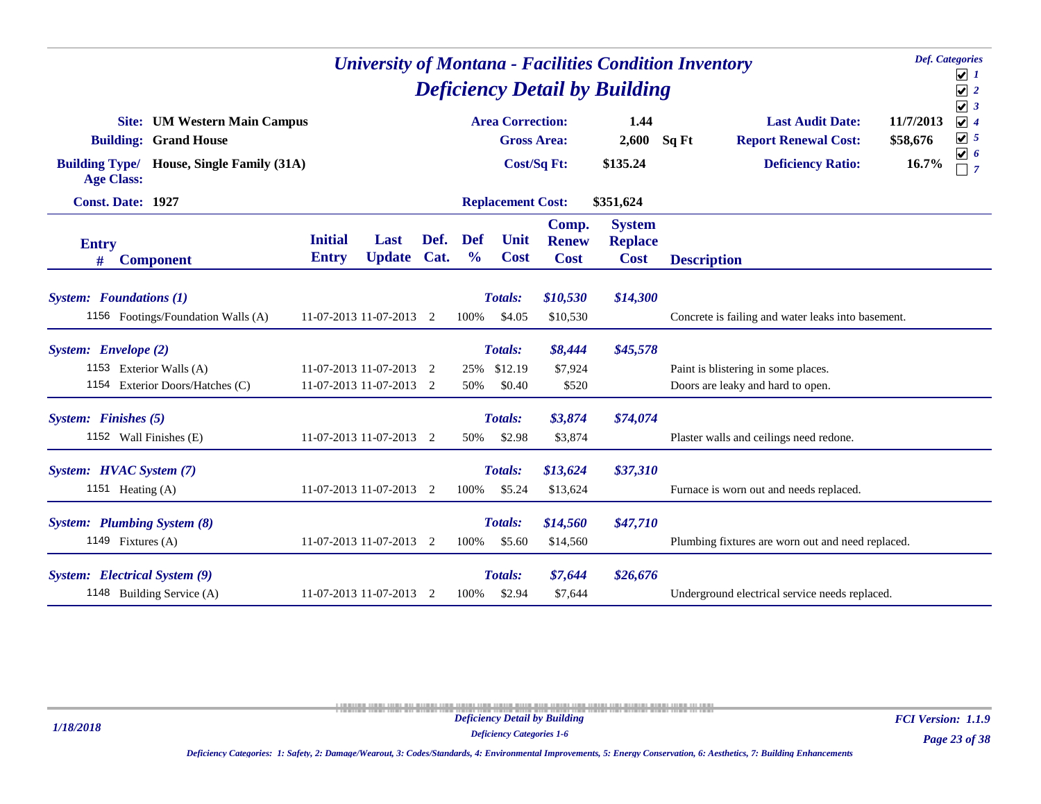# University of Montana - Facilities Condition Inventory

## Deficiency Detail by Building

**Def. Categories**
☑ 1
☑ 2
☑ 3
☑ 4
☑ 5
☑ 6
☐ 7

| | | | | | |
|---|---|---|---|---|---|
| **Site:** | **UM Western Main Campus** | **Area Correction:** | **1.44** | **Last Audit Date:** | **11/7/2013** |
| **Building:** | **Grand House** | **Gross Area:** | **2,600 Sq Ft** | **Report Renewal Cost:** | **$58,676** |
| **Building Type/ Age Class:** | **House, Single Family (31A)** | **Cost/Sq Ft:** | **$135.24** | **Deficiency Ratio:** | **16.7%** |
| **Const. Date:** | **1927** | **Replacement Cost:** | **$351,624** | | |

| Entry # | Component | Initial Entry | Last Update | Def. Cat. | Def % | Unit Cost | Comp. Renew Cost | System Replace Cost | Description |
|---|---|---|---|---|---|---|---|---|---|
| ***System: Foundations (1)*** | | | | | | ***Totals:*** | ***$10,530*** | ***$14,300*** | |
| 1156 | Footings/Foundation Walls (A) | 11-07-2013 | 11-07-2013 | 2 | 100% | $4.05 | $10,530 | | Concrete is failing and water leaks into basement. |
| ***System: Envelope (2)*** | | | | | | ***Totals:*** | ***$8,444*** | ***$45,578*** | |
| 1153 | Exterior Walls (A) | 11-07-2013 | 11-07-2013 | 2 | 25% | $12.19 | $7,924 | | Paint is blistering in some places. |
| 1154 | Exterior Doors/Hatches (C) | 11-07-2013 | 11-07-2013 | 2 | 50% | $0.40 | $520 | | Doors are leaky and hard to open. |
| ***System: Finishes (5)*** | | | | | | ***Totals:*** | ***$3,874*** | ***$74,074*** | |
| 1152 | Wall Finishes (E) | 11-07-2013 | 11-07-2013 | 2 | 50% | $2.98 | $3,874 | | Plaster walls and ceilings need redone. |
| ***System: HVAC System (7)*** | | | | | | ***Totals:*** | ***$13,624*** | ***$37,310*** | |
| 1151 | Heating (A) | 11-07-2013 | 11-07-2013 | 2 | 100% | $5.24 | $13,624 | | Furnace is worn out and needs replaced. |
| ***System: Plumbing System (8)*** | | | | | | ***Totals:*** | ***$14,560*** | ***$47,710*** | |
| 1149 | Fixtures (A) | 11-07-2013 | 11-07-2013 | 2 | 100% | $5.60 | $14,560 | | Plumbing fixtures are worn out and need replaced. |
| ***System: Electrical System (9)*** | | | | | | ***Totals:*** | ***$7,644*** | ***$26,676*** | |
| 1148 | Building Service (A) | 11-07-2013 | 11-07-2013 | 2 | 100% | $2.94 | $7,644 | | Underground electrical service needs replaced. |

*Deficiency Categories: 1: Safety, 2: Damage/Wearout, 3: Codes/Standards, 4: Environmental Improvements, 5: Energy Conservation, 6: Aesthetics, 7: Building Enhancements*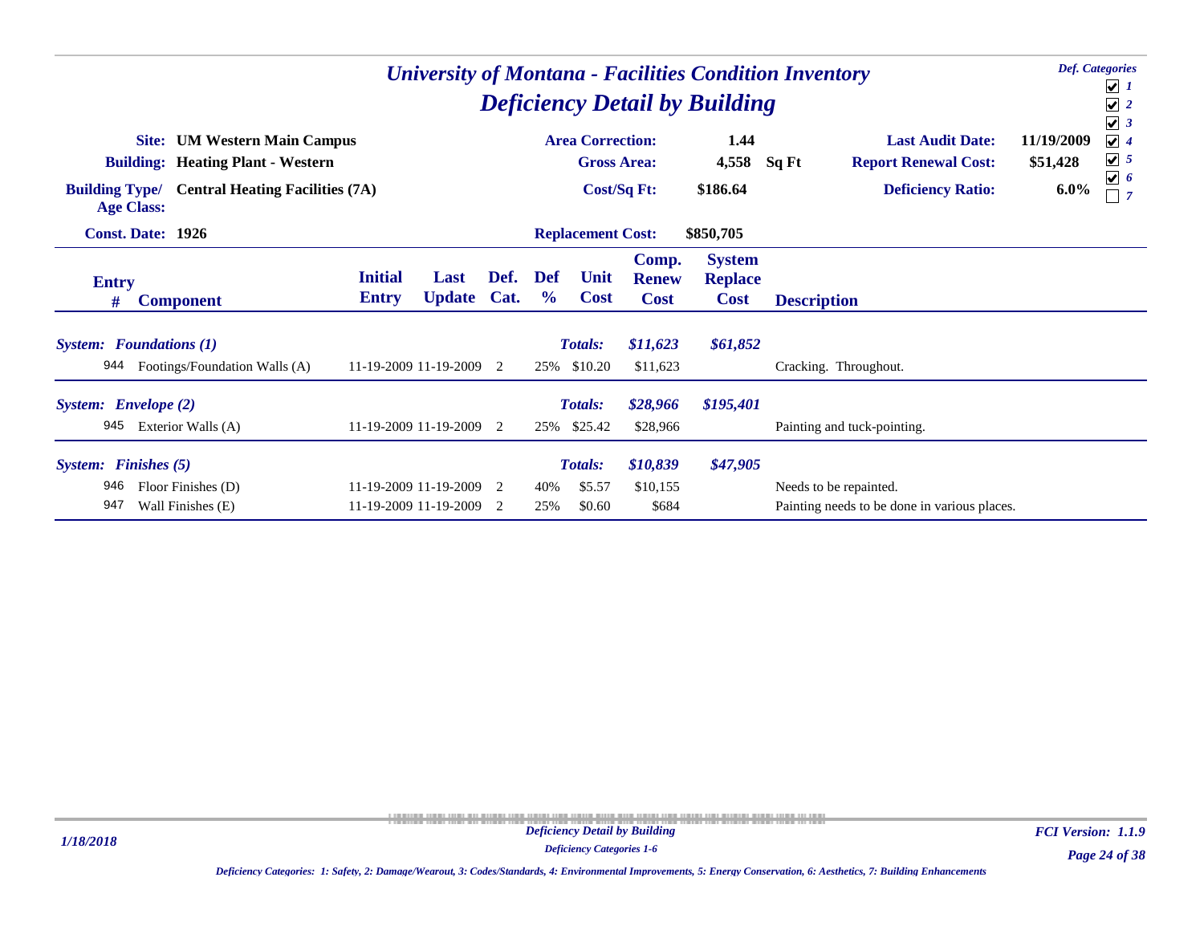# University of Montana - Facilities Condition Inventory

## Deficiency Detail by Building

**Def. Categories**
☑ 1
☑ 2
☑ 3
☑ 4
☑ 5
☑ 6
☐ 7

| | | | | | |
|---|---|---|---|---|---|
| **Site:** | UM Western Main Campus | **Area Correction:** | 1.44 | **Last Audit Date:** | 11/19/2009 |
| **Building:** | Heating Plant - Western | **Gross Area:** | 4,558 Sq Ft | **Report Renewal Cost:** | $51,428 |
| **Building Type/ Age Class:** | Central Heating Facilities (7A) | **Cost/Sq Ft:** | $186.64 | **Deficiency Ratio:** | 6.0% |
| **Const. Date:** | 1926 | **Replacement Cost:** | $850,705 | | |

| Entry # | Component | Initial Entry | Last Update | Def. Cat. | Def % | Unit Cost | Comp. Renew Cost | System Replace Cost | Description |
|---|---|---|---|---|---|---|---|---|---|
| ***System: Foundations (1)*** | | | | | | ***Totals:*** | ***$11,623*** | ***$61,852*** | |
| 944 | Footings/Foundation Walls (A) | 11-19-2009 | 11-19-2009 | 2 | 25% | $10.20 | $11,623 | | Cracking. Throughout. |
| ***System: Envelope (2)*** | | | | | | ***Totals:*** | ***$28,966*** | ***$195,401*** | |
| 945 | Exterior Walls (A) | 11-19-2009 | 11-19-2009 | 2 | 25% | $25.42 | $28,966 | | Painting and tuck-pointing. |
| ***System: Finishes (5)*** | | | | | | ***Totals:*** | ***$10,839*** | ***$47,905*** | |
| 946 | Floor Finishes (D) | 11-19-2009 | 11-19-2009 | 2 | 40% | $5.57 | $10,155 | | Needs to be repainted. |
| 947 | Wall Finishes (E) | 11-19-2009 | 11-19-2009 | 2 | 25% | $0.60 | $684 | | Painting needs to be done in various places. |

*Deficiency Categories: 1: Safety, 2: Damage/Wearout, 3: Codes/Standards, 4: Environmental Improvements, 5: Energy Conservation, 6: Aesthetics, 7: Building Enhancements*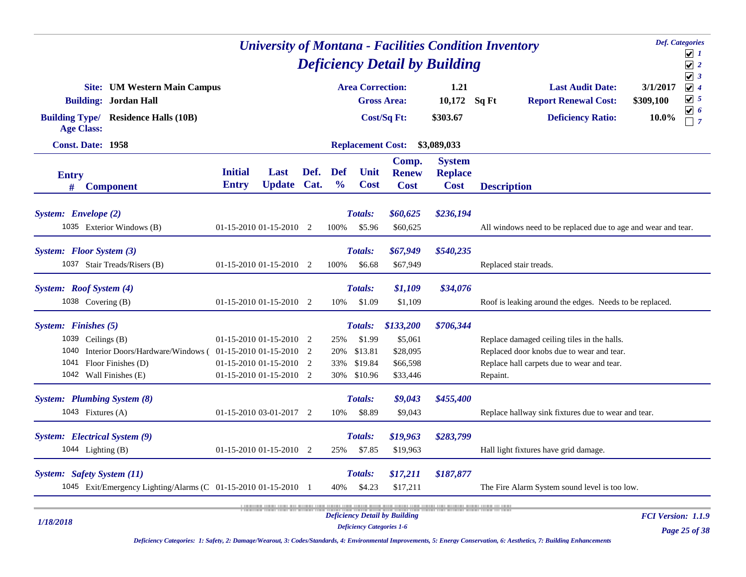# University of Montana - Facilities Condition Inventory

## Deficiency Detail by Building

Def. Categories: ☑ 1 ☑ 2 ☑ 3 ☑ 4 ☑ 5 ☑ 6 ☐ 7

| | | | | | |
|---|---|---|---|---|---|
| **Site:** | **UM Western Main Campus** | **Area Correction:** | **1.21** | **Last Audit Date:** | **3/1/2017** |
| **Building:** | **Jordan Hall** | **Gross Area:** | **10,172 Sq Ft** | **Report Renewal Cost:** | **$309,100** |
| **Building Type/ Age Class:** | **Residence Halls (10B)** | **Cost/Sq Ft:** | **$303.67** | **Deficiency Ratio:** | **10.0%** |
| **Const. Date:** | **1958** | **Replacement Cost:** | **$3,089,033** | | |

| Entry # | Component | Initial Entry | Last Update | Def. Cat. | Def % | Unit Cost | Comp. Renew Cost | System Replace Cost | Description |
|---|---|---|---|---|---|---|---|---|---|
| ***System: Envelope (2)*** | | | | | | ***Totals:*** | ***$60,625*** | ***$236,194*** | |
| 1035 | Exterior Windows (B) | 01-15-2010 | 01-15-2010 | 2 | 100% | $5.96 | $60,625 | | All windows need to be replaced due to age and wear and tear. |
| ***System: Floor System (3)*** | | | | | | ***Totals:*** | ***$67,949*** | ***$540,235*** | |
| 1037 | Stair Treads/Risers (B) | 01-15-2010 | 01-15-2010 | 2 | 100% | $6.68 | $67,949 | | Replaced stair treads. |
| ***System: Roof System (4)*** | | | | | | ***Totals:*** | ***$1,109*** | ***$34,076*** | |
| 1038 | Covering (B) | 01-15-2010 | 01-15-2010 | 2 | 10% | $1.09 | $1,109 | | Roof is leaking around the edges. Needs to be replaced. |
| ***System: Finishes (5)*** | | | | | | ***Totals:*** | ***$133,200*** | ***$706,344*** | |
| 1039 | Ceilings (B) | 01-15-2010 | 01-15-2010 | 2 | 25% | $1.99 | $5,061 | | Replace damaged ceiling tiles in the halls. |
| 1040 | Interior Doors/Hardware/Windows ( | 01-15-2010 | 01-15-2010 | 2 | 20% | $13.81 | $28,095 | | Replaced door knobs due to wear and tear. |
| 1041 | Floor Finishes (D) | 01-15-2010 | 01-15-2010 | 2 | 33% | $19.84 | $66,598 | | Replace hall carpets due to wear and tear. |
| 1042 | Wall Finishes (E) | 01-15-2010 | 01-15-2010 | 2 | 30% | $10.96 | $33,446 | | Repaint. |
| ***System: Plumbing System (8)*** | | | | | | ***Totals:*** | ***$9,043*** | ***$455,400*** | |
| 1043 | Fixtures (A) | 01-15-2010 | 03-01-2017 | 2 | 10% | $8.89 | $9,043 | | Replace hallway sink fixtures due to wear and tear. |
| ***System: Electrical System (9)*** | | | | | | ***Totals:*** | ***$19,963*** | ***$283,799*** | |
| 1044 | Lighting (B) | 01-15-2010 | 01-15-2010 | 2 | 25% | $7.85 | $19,963 | | Hall light fixtures have grid damage. |
| ***System: Safety System (11)*** | | | | | | ***Totals:*** | ***$17,211*** | ***$187,877*** | |
| 1045 | Exit/Emergency Lighting/Alarms (C | 01-15-2010 | 01-15-2010 | 1 | 40% | $4.23 | $17,211 | | The Fire Alarm System sound level is too low. |

*Deficiency Categories: 1: Safety, 2: Damage/Wearout, 3: Codes/Standards, 4: Environmental Improvements, 5: Energy Conservation, 6: Aesthetics, 7: Building Enhancements*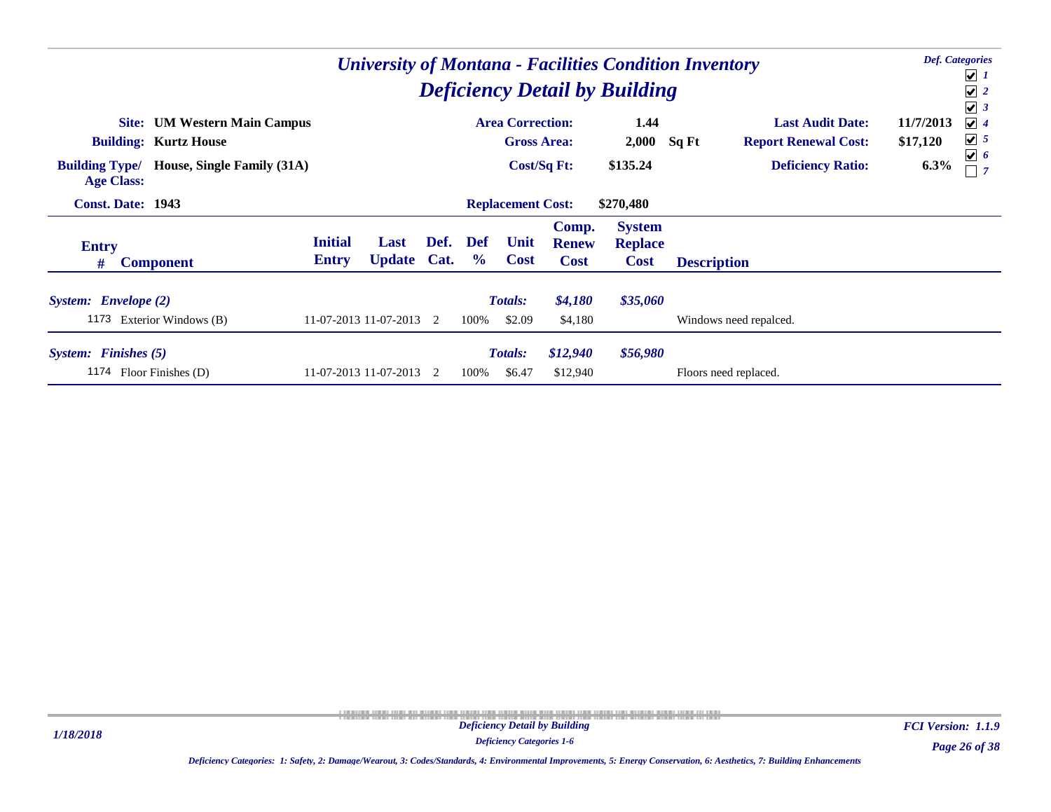# University of Montana - Facilities Condition Inventory

## Deficiency Detail by Building

**Def. Categories**
- ☑ 1
- ☑ 2
- ☑ 3
- ☑ 4
- ☑ 5
- ☑ 6
- ☐ 7

| | | | | | |
|---|---|---|---|---|---|
| **Site:** | **UM Western Main Campus** | **Area Correction:** | **1.44** | **Last Audit Date:** | **11/7/2013** |
| **Building:** | **Kurtz House** | **Gross Area:** | **2,000 Sq Ft** | **Report Renewal Cost:** | **$17,120** |
| **Building Type/ Age Class:** | **House, Single Family (31A)** | **Cost/Sq Ft:** | **$135.24** | **Deficiency Ratio:** | **6.3%** |
| **Const. Date:** | **1943** | **Replacement Cost:** | **$270,480** | | |

| Entry # | Component | Initial Entry | Last Update | Def. Cat. | Def % | Unit Cost | Comp. Renew Cost | System Replace Cost | Description |
|---|---|---|---|---|---|---|---|---|---|
| ***System: Envelope (2)*** | | | | | | ***Totals:*** | ***$4,180*** | ***$35,060*** | |
| 1173 | Exterior Windows (B) | 11-07-2013 | 11-07-2013 | 2 | 100% | $2.09 | $4,180 | | Windows need repalced. |
| ***System: Finishes (5)*** | | | | | | ***Totals:*** | ***$12,940*** | ***$56,980*** | |
| 1174 | Floor Finishes (D) | 11-07-2013 | 11-07-2013 | 2 | 100% | $6.47 | $12,940 | | Floors need replaced. |

*Deficiency Categories 1-6*

*Deficiency Categories: 1: Safety, 2: Damage/Wearout, 3: Codes/Standards, 4: Environmental Improvements, 5: Energy Conservation, 6: Aesthetics, 7: Building Enhancements*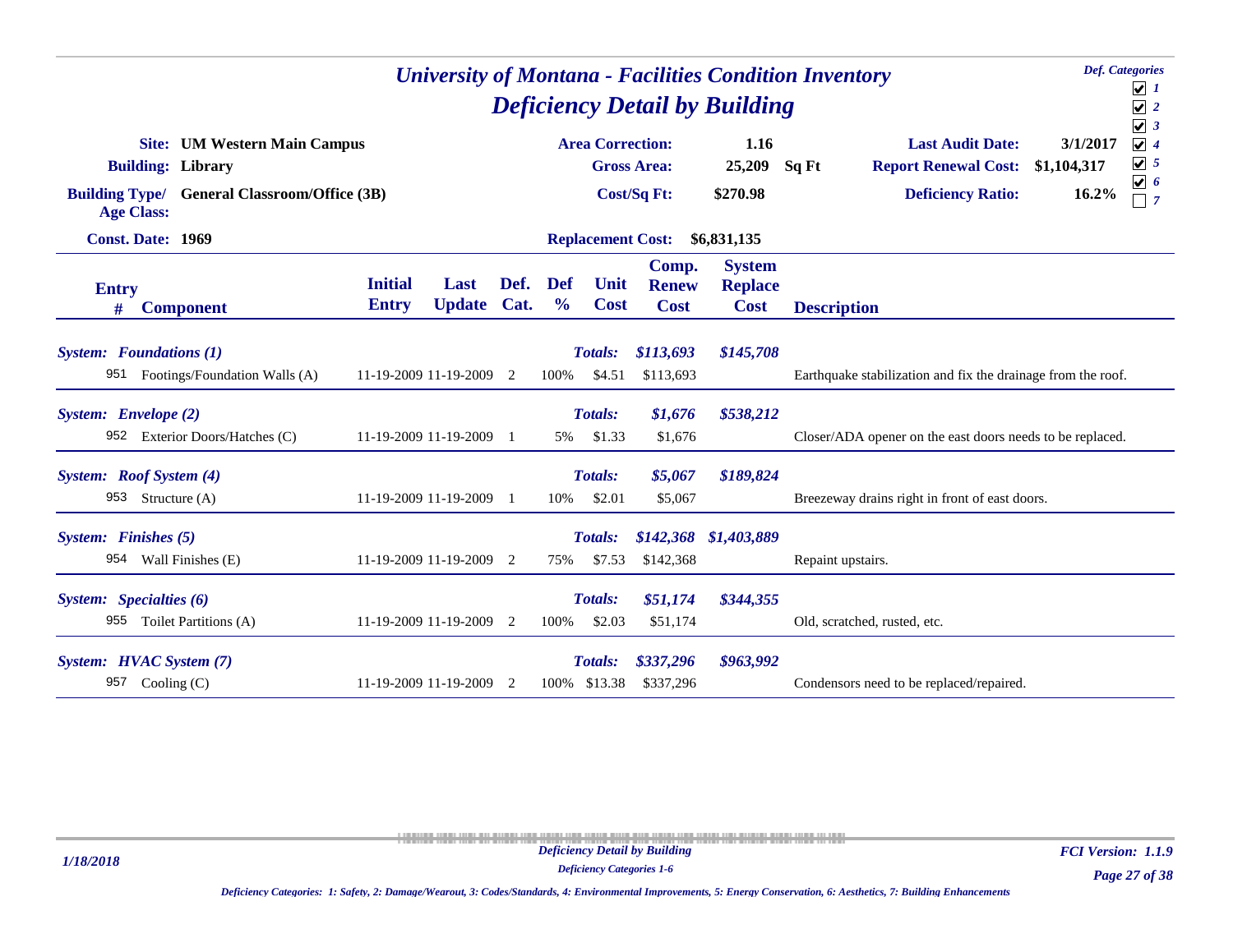# University of Montana - Facilities Condition Inventory

## Deficiency Detail by Building

**Def. Categories**
- [x] 1
- [x] 2
- [x] 3
- [x] 4
- [x] 5
- [x] 6
- [ ] 7

| | | | | | |
|---|---|---|---|---|---|
| **Site:** | **UM Western Main Campus** | **Area Correction:** | **1.16** | **Last Audit Date:** | **3/1/2017** |
| **Building:** | **Library** | **Gross Area:** | **25,209 Sq Ft** | **Report Renewal Cost:** | **$1,104,317** |
| **Building Type/ Age Class:** | **General Classroom/Office (3B)** | **Cost/Sq Ft:** | **$270.98** | **Deficiency Ratio:** | **16.2%** |
| **Const. Date:** | **1969** | **Replacement Cost:** | **$6,831,135** | | |

| Entry # | Component | Initial Entry | Last Update | Def. Cat. | Def % | Unit Cost | Comp. Renew Cost | System Replace Cost | Description |
|---|---|---|---|---|---|---|---|---|---|
| ***System: Foundations (1)*** | | | | | | ***Totals:*** | ***$113,693*** | ***$145,708*** | |
| 951 | Footings/Foundation Walls (A) | 11-19-2009 | 11-19-2009 | 2 | 100% | $4.51 | $113,693 | | Earthquake stabilization and fix the drainage from the roof. |
| ***System: Envelope (2)*** | | | | | | ***Totals:*** | ***$1,676*** | ***$538,212*** | |
| 952 | Exterior Doors/Hatches (C) | 11-19-2009 | 11-19-2009 | 1 | 5% | $1.33 | $1,676 | | Closer/ADA opener on the east doors needs to be replaced. |
| ***System: Roof System (4)*** | | | | | | ***Totals:*** | ***$5,067*** | ***$189,824*** | |
| 953 | Structure (A) | 11-19-2009 | 11-19-2009 | 1 | 10% | $2.01 | $5,067 | | Breezeway drains right in front of east doors. |
| ***System: Finishes (5)*** | | | | | | ***Totals:*** | ***$142,368*** | ***$1,403,889*** | |
| 954 | Wall Finishes (E) | 11-19-2009 | 11-19-2009 | 2 | 75% | $7.53 | $142,368 | | Repaint upstairs. |
| ***System: Specialties (6)*** | | | | | | ***Totals:*** | ***$51,174*** | ***$344,355*** | |
| 955 | Toilet Partitions (A) | 11-19-2009 | 11-19-2009 | 2 | 100% | $2.03 | $51,174 | | Old, scratched, rusted, etc. |
| ***System: HVAC System (7)*** | | | | | | ***Totals:*** | ***$337,296*** | ***$963,992*** | |
| 957 | Cooling (C) | 11-19-2009 | 11-19-2009 | 2 | 100% | $13.38 | $337,296 | | Condensors need to be replaced/repaired. |

*Deficiency Categories: 1: Safety, 2: Damage/Wearout, 3: Codes/Standards, 4: Environmental Improvements, 5: Energy Conservation, 6: Aesthetics, 7: Building Enhancements*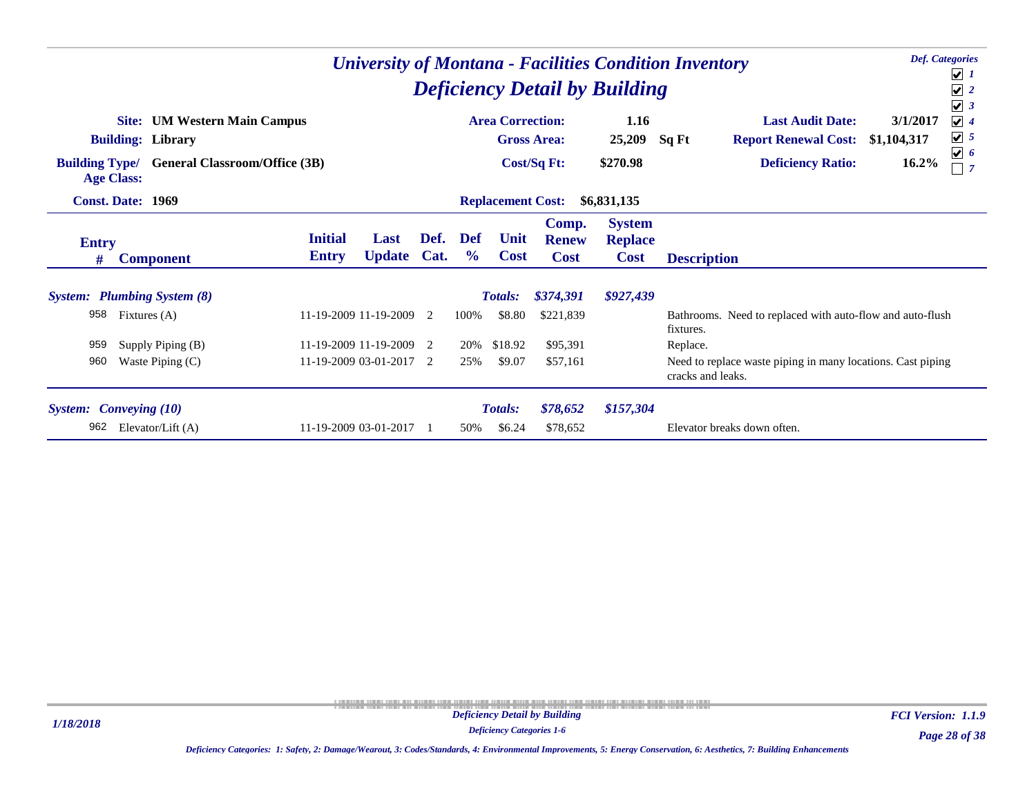# University of Montana - Facilities Condition Inventory

## Deficiency Detail by Building

**Def. Categories**
- [x] 1
- [x] 2
- [x] 3
- [x] 4
- [x] 5
- [x] 6
- [ ] 7

| | | | | | |
|---|---|---|---|---|---|
| **Site:** | **UM Western Main Campus** | **Area Correction:** | **1.16** | **Last Audit Date:** | **3/1/2017** |
| **Building:** | **Library** | **Gross Area:** | **25,209 Sq Ft** | **Report Renewal Cost:** | **$1,104,317** |
| **Building Type/ Age Class:** | **General Classroom/Office (3B)** | **Cost/Sq Ft:** | **$270.98** | **Deficiency Ratio:** | **16.2%** |
| **Const. Date:** | **1969** | **Replacement Cost:** | **$6,831,135** | | |

| Entry # | Component | Initial Entry | Last Update | Def. Cat. | Def % | Unit Cost | Comp. Renew Cost | System Replace Cost | Description |
|---|---|---|---|---|---|---|---|---|---|
| ***System: Plumbing System (8)*** | | | | | | ***Totals:*** | ***$374,391*** | ***$927,439*** | |
| 958 | Fixtures (A) | 11-19-2009 | 11-19-2009 | 2 | 100% | $8.80 | $221,839 | | Bathrooms. Need to replaced with auto-flow and auto-flush fixtures. |
| 959 | Supply Piping (B) | 11-19-2009 | 11-19-2009 | 2 | 20% | $18.92 | $95,391 | | Replace. |
| 960 | Waste Piping (C) | 11-19-2009 | 03-01-2017 | 2 | 25% | $9.07 | $57,161 | | Need to replace waste piping in many locations. Cast piping cracks and leaks. |
| ***System: Conveying (10)*** | | | | | | ***Totals:*** | ***$78,652*** | ***$157,304*** | |
| 962 | Elevator/Lift (A) | 11-19-2009 | 03-01-2017 | 1 | 50% | $6.24 | $78,652 | | Elevator breaks down often. |

*Deficiency Categories: 1: Safety, 2: Damage/Wearout, 3: Codes/Standards, 4: Environmental Improvements, 5: Energy Conservation, 6: Aesthetics, 7: Building Enhancements*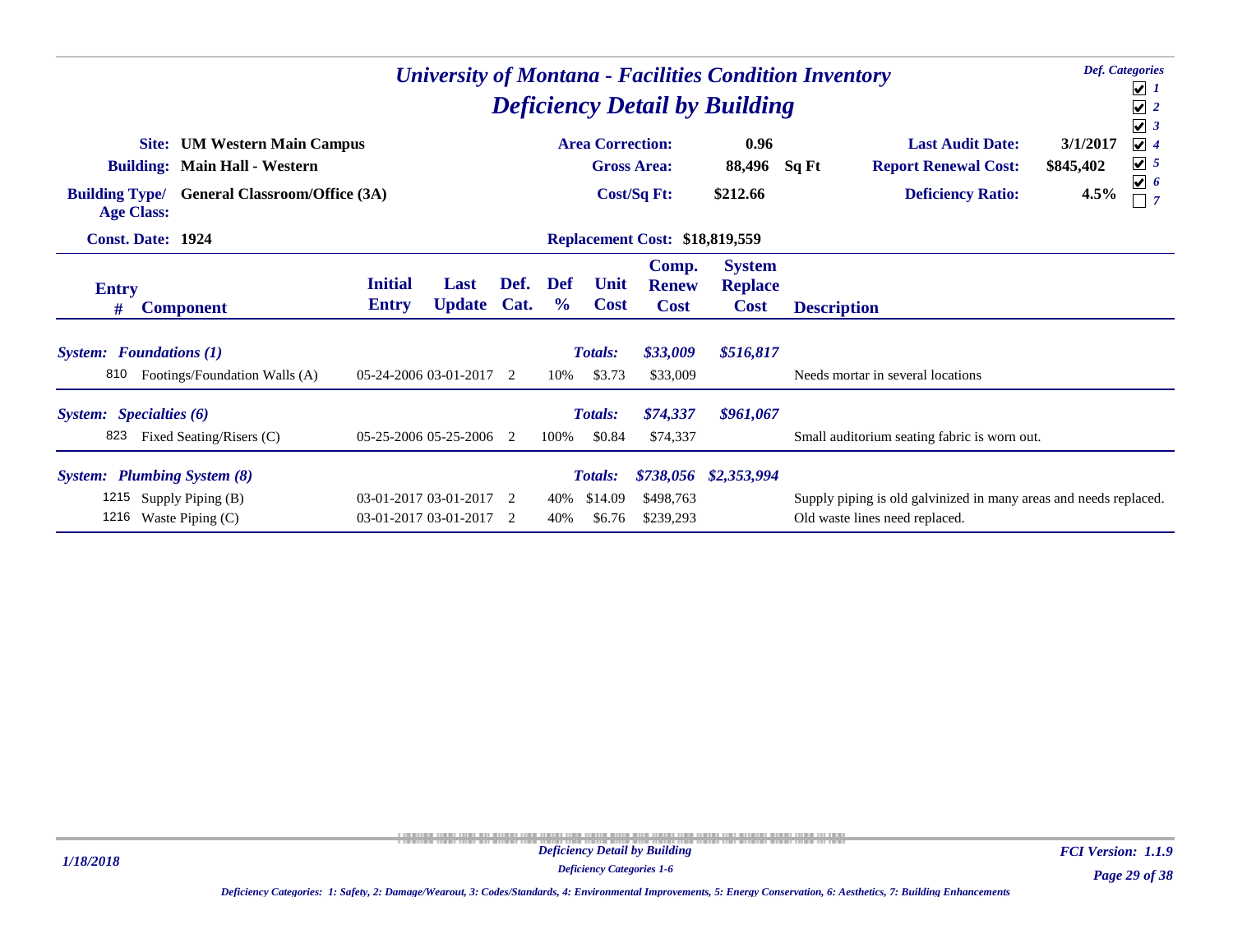# University of Montana - Facilities Condition Inventory

## Deficiency Detail by Building

**Def. Categories**
- ☑ 1
- ☑ 2
- ☑ 3
- ☑ 4
- ☑ 5
- ☑ 6
- ☐ 7

| | | | | | |
|---|---|---|---|---|---|
| **Site:** | **UM Western Main Campus** | **Area Correction:** | **0.96** | **Last Audit Date:** | **3/1/2017** |
| **Building:** | **Main Hall - Western** | **Gross Area:** | **88,496 Sq Ft** | **Report Renewal Cost:** | **$845,402** |
| **Building Type/ Age Class:** | **General Classroom/Office (3A)** | **Cost/Sq Ft:** | **$212.66** | **Deficiency Ratio:** | **4.5%** |
| **Const. Date:** | **1924** | **Replacement Cost:** | **$18,819,559** | | |

| Entry # | Component | Initial Entry | Last Update | Def. Cat. | Def % | Unit Cost | Comp. Renew Cost | System Replace Cost | Description |
|---|---|---|---|---|---|---|---|---|---|
| ***System: Foundations (1)*** | | | | | | ***Totals:*** | ***$33,009*** | ***$516,817*** | |
| 810 | Footings/Foundation Walls (A) | 05-24-2006 | 03-01-2017 | 2 | 10% | $3.73 | $33,009 | | Needs mortar in several locations |
| ***System: Specialties (6)*** | | | | | | ***Totals:*** | ***$74,337*** | ***$961,067*** | |
| 823 | Fixed Seating/Risers (C) | 05-25-2006 | 05-25-2006 | 2 | 100% | $0.84 | $74,337 | | Small auditorium seating fabric is worn out. |
| ***System: Plumbing System (8)*** | | | | | | ***Totals:*** | ***$738,056*** | ***$2,353,994*** | |
| 1215 | Supply Piping (B) | 03-01-2017 | 03-01-2017 | 2 | 40% | $14.09 | $498,763 | | Supply piping is old galvinized in many areas and needs replaced. |
| 1216 | Waste Piping (C) | 03-01-2017 | 03-01-2017 | 2 | 40% | $6.76 | $239,293 | | Old waste lines need replaced. |

*Deficiency Categories: 1: Safety, 2: Damage/Wearout, 3: Codes/Standards, 4: Environmental Improvements, 5: Energy Conservation, 6: Aesthetics, 7: Building Enhancements*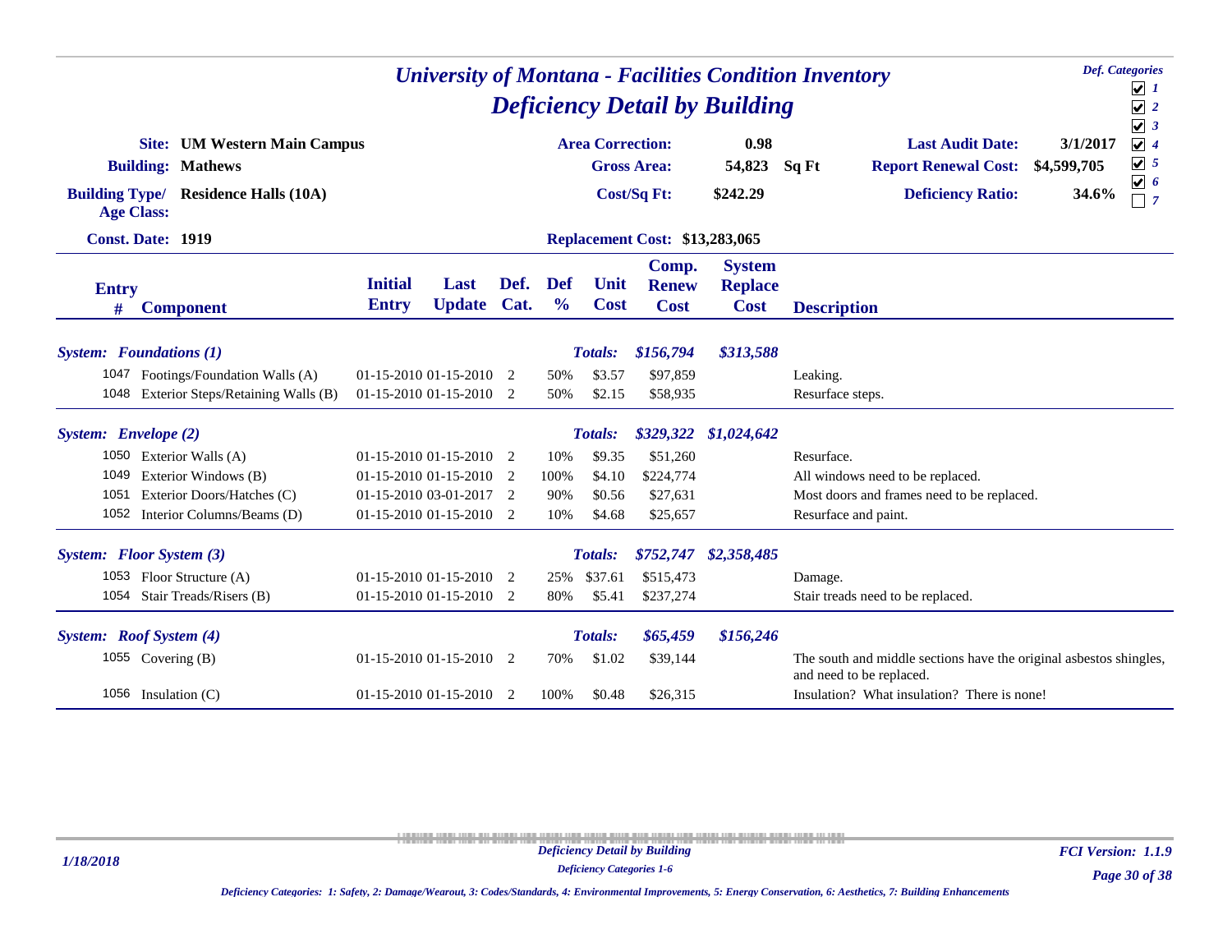# University of Montana - Facilities Condition Inventory
## Deficiency Detail by Building

**Def. Categories**
- [x] 1
- [x] 2
- [x] 3
- [x] 4
- [x] 5
- [x] 6
- [ ] 7

| | | | | | |
|---|---|---|---|---|---|
| **Site:** | **UM Western Main Campus** | **Area Correction:** | **0.98** | **Last Audit Date:** | **3/1/2017** |
| **Building:** | **Mathews** | **Gross Area:** | **54,823 Sq Ft** | **Report Renewal Cost:** | **$4,599,705** |
| **Building Type/ Age Class:** | **Residence Halls (10A)** | **Cost/Sq Ft:** | **$242.29** | **Deficiency Ratio:** | **34.6%** |
| **Const. Date:** | **1919** | **Replacement Cost:** | **$13,283,065** | | |

| Entry # | Component | Initial Entry | Last Update | Def. Cat. | Def % | Unit Cost | Comp. Renew Cost | System Replace Cost | Description |
|---|---|---|---|---|---|---|---|---|---|
| ***System: Foundations (1)*** | | | | | | ***Totals:*** | ***$156,794*** | ***$313,588*** | |
| 1047 | Footings/Foundation Walls (A) | 01-15-2010 | 01-15-2010 | 2 | 50% | $3.57 | $97,859 | | Leaking. |
| 1048 | Exterior Steps/Retaining Walls (B) | 01-15-2010 | 01-15-2010 | 2 | 50% | $2.15 | $58,935 | | Resurface steps. |
| ***System: Envelope (2)*** | | | | | | ***Totals:*** | ***$329,322*** | ***$1,024,642*** | |
| 1050 | Exterior Walls (A) | 01-15-2010 | 01-15-2010 | 2 | 10% | $9.35 | $51,260 | | Resurface. |
| 1049 | Exterior Windows (B) | 01-15-2010 | 01-15-2010 | 2 | 100% | $4.10 | $224,774 | | All windows need to be replaced. |
| 1051 | Exterior Doors/Hatches (C) | 01-15-2010 | 03-01-2017 | 2 | 90% | $0.56 | $27,631 | | Most doors and frames need to be replaced. |
| 1052 | Interior Columns/Beams (D) | 01-15-2010 | 01-15-2010 | 2 | 10% | $4.68 | $25,657 | | Resurface and paint. |
| ***System: Floor System (3)*** | | | | | | ***Totals:*** | ***$752,747*** | ***$2,358,485*** | |
| 1053 | Floor Structure (A) | 01-15-2010 | 01-15-2010 | 2 | 25% | $37.61 | $515,473 | | Damage. |
| 1054 | Stair Treads/Risers (B) | 01-15-2010 | 01-15-2010 | 2 | 80% | $5.41 | $237,274 | | Stair treads need to be replaced. |
| ***System: Roof System (4)*** | | | | | | ***Totals:*** | ***$65,459*** | ***$156,246*** | |
| 1055 | Covering (B) | 01-15-2010 | 01-15-2010 | 2 | 70% | $1.02 | $39,144 | | The south and middle sections have the original asbestos shingles, and need to be replaced. |
| 1056 | Insulation (C) | 01-15-2010 | 01-15-2010 | 2 | 100% | $0.48 | $26,315 | | Insulation? What insulation? There is none! |

*Deficiency Categories: 1: Safety, 2: Damage/Wearout, 3: Codes/Standards, 4: Environmental Improvements, 5: Energy Conservation, 6: Aesthetics, 7: Building Enhancements*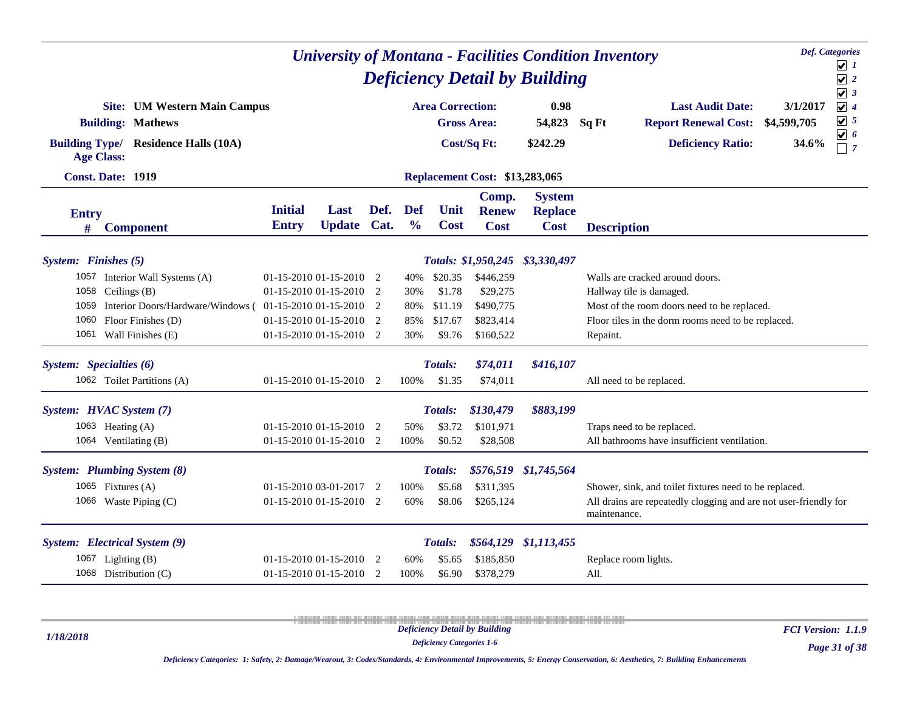# University of Montana - Facilities Condition Inventory

## Deficiency Detail by Building

Def. Categories: ☑ 1 ☑ 2 ☑ 3 ☑ 4 ☑ 5 ☑ 6 ☐ 7

| | | | | | |
|---|---|---|---|---|---|
| **Site:** | **UM Western Main Campus** | **Area Correction:** | **0.98** | **Last Audit Date:** | **3/1/2017** |
| **Building:** | **Mathews** | **Gross Area:** | **54,823 Sq Ft** | **Report Renewal Cost:** | **$4,599,705** |
| **Building Type/ Age Class:** | **Residence Halls (10A)** | **Cost/Sq Ft:** | **$242.29** | **Deficiency Ratio:** | **34.6%** |
| **Const. Date:** | **1919** | **Replacement Cost:** | **$13,283,065** | | |

| Entry # | Component | Initial Entry | Last Update | Def. Cat. | Def % | Unit Cost | Comp. Renew Cost | System Replace Cost | Description |
|---|---|---|---|---|---|---|---|---|---|
| ***System: Finishes (5)*** | | | | | | ***Totals:*** | ***$1,950,245*** | ***$3,330,497*** | |
| 1057 | Interior Wall Systems (A) | 01-15-2010 | 01-15-2010 | 2 | 40% | $20.35 | $446,259 | | Walls are cracked around doors. |
| 1058 | Ceilings (B) | 01-15-2010 | 01-15-2010 | 2 | 30% | $1.78 | $29,275 | | Hallway tile is damaged. |
| 1059 | Interior Doors/Hardware/Windows ( | 01-15-2010 | 01-15-2010 | 2 | 80% | $11.19 | $490,775 | | Most of the room doors need to be replaced. |
| 1060 | Floor Finishes (D) | 01-15-2010 | 01-15-2010 | 2 | 85% | $17.67 | $823,414 | | Floor tiles in the dorm rooms need to be replaced. |
| 1061 | Wall Finishes (E) | 01-15-2010 | 01-15-2010 | 2 | 30% | $9.76 | $160,522 | | Repaint. |
| ***System: Specialties (6)*** | | | | | | ***Totals:*** | ***$74,011*** | ***$416,107*** | |
| 1062 | Toilet Partitions (A) | 01-15-2010 | 01-15-2010 | 2 | 100% | $1.35 | $74,011 | | All need to be replaced. |
| ***System: HVAC System (7)*** | | | | | | ***Totals:*** | ***$130,479*** | ***$883,199*** | |
| 1063 | Heating (A) | 01-15-2010 | 01-15-2010 | 2 | 50% | $3.72 | $101,971 | | Traps need to be replaced. |
| 1064 | Ventilating (B) | 01-15-2010 | 01-15-2010 | 2 | 100% | $0.52 | $28,508 | | All bathrooms have insufficient ventilation. |
| ***System: Plumbing System (8)*** | | | | | | ***Totals:*** | ***$576,519*** | ***$1,745,564*** | |
| 1065 | Fixtures (A) | 01-15-2010 | 03-01-2017 | 2 | 100% | $5.68 | $311,395 | | Shower, sink, and toilet fixtures need to be replaced. |
| 1066 | Waste Piping (C) | 01-15-2010 | 01-15-2010 | 2 | 60% | $8.06 | $265,124 | | All drains are repeatedly clogging and are not user-friendly for maintenance. |
| ***System: Electrical System (9)*** | | | | | | ***Totals:*** | ***$564,129*** | ***$1,113,455*** | |
| 1067 | Lighting (B) | 01-15-2010 | 01-15-2010 | 2 | 60% | $5.65 | $185,850 | | Replace room lights. |
| 1068 | Distribution (C) | 01-15-2010 | 01-15-2010 | 2 | 100% | $6.90 | $378,279 | | All. |

*Deficiency Categories: 1: Safety, 2: Damage/Wearout, 3: Codes/Standards, 4: Environmental Improvements, 5: Energy Conservation, 6: Aesthetics, 7: Building Enhancements*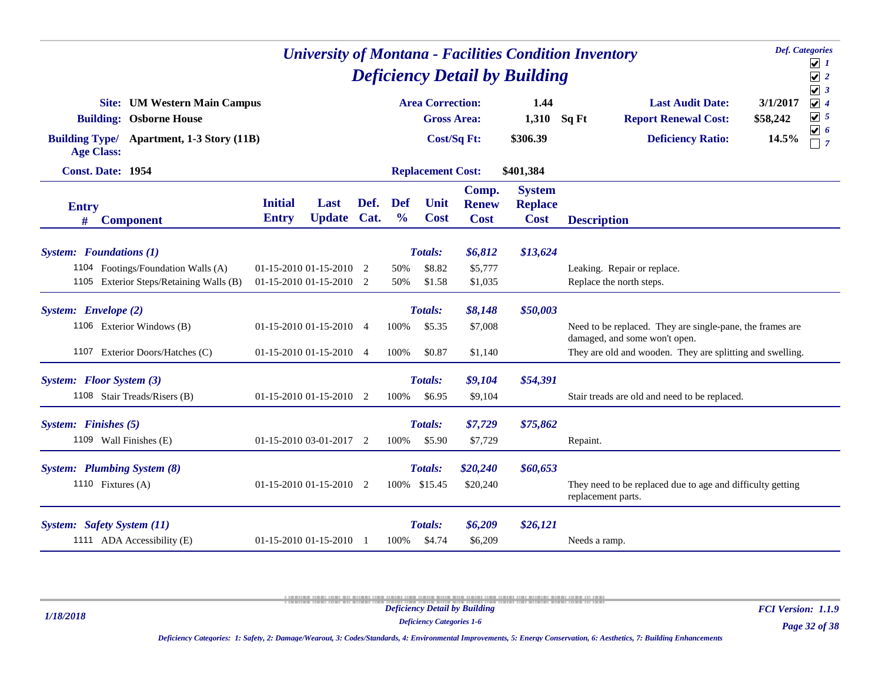# University of Montana - Facilities Condition Inventory

## Deficiency Detail by Building

Def. Categories: ☑ 1 ☑ 2 ☑ 3 ☑ 4 ☑ 5 ☑ 6 ☐ 7

**Site:** UM Western Main Campus
**Building:** Osborne House
**Building Type/ Age Class:** Apartment, 1-3 Story (11B)
**Const. Date:** 1954

**Area Correction:** 1.44
**Gross Area:** 1,310 Sq Ft
**Cost/Sq Ft:** $306.39
**Replacement Cost:** $401,384

**Last Audit Date:** 3/1/2017
**Report Renewal Cost:** $58,242
**Deficiency Ratio:** 14.5%

| Entry # | Component | Initial Entry | Last Update | Def. Cat. | Def % | Unit Cost | Comp. Renew Cost | System Replace Cost | Description |
|---|---|---|---|---|---|---|---|---|---|
| ***System: Foundations (1)*** | | | | | | ***Totals:*** | ***$6,812*** | ***$13,624*** | |
| 1104 | Footings/Foundation Walls (A) | 01-15-2010 | 01-15-2010 | 2 | 50% | $8.82 | $5,777 | | Leaking. Repair or replace. |
| 1105 | Exterior Steps/Retaining Walls (B) | 01-15-2010 | 01-15-2010 | 2 | 50% | $1.58 | $1,035 | | Replace the north steps. |
| ***System: Envelope (2)*** | | | | | | ***Totals:*** | ***$8,148*** | ***$50,003*** | |
| 1106 | Exterior Windows (B) | 01-15-2010 | 01-15-2010 | 4 | 100% | $5.35 | $7,008 | | Need to be replaced. They are single-pane, the frames are damaged, and some won't open. |
| 1107 | Exterior Doors/Hatches (C) | 01-15-2010 | 01-15-2010 | 4 | 100% | $0.87 | $1,140 | | They are old and wooden. They are splitting and swelling. |
| ***System: Floor System (3)*** | | | | | | ***Totals:*** | ***$9,104*** | ***$54,391*** | |
| 1108 | Stair Treads/Risers (B) | 01-15-2010 | 01-15-2010 | 2 | 100% | $6.95 | $9,104 | | Stair treads are old and need to be replaced. |
| ***System: Finishes (5)*** | | | | | | ***Totals:*** | ***$7,729*** | ***$75,862*** | |
| 1109 | Wall Finishes (E) | 01-15-2010 | 03-01-2017 | 2 | 100% | $5.90 | $7,729 | | Repaint. |
| ***System: Plumbing System (8)*** | | | | | | ***Totals:*** | ***$20,240*** | ***$60,653*** | |
| 1110 | Fixtures (A) | 01-15-2010 | 01-15-2010 | 2 | 100% | $15.45 | $20,240 | | They need to be replaced due to age and difficulty getting replacement parts. |
| ***System: Safety System (11)*** | | | | | | ***Totals:*** | ***$6,209*** | ***$26,121*** | |
| 1111 | ADA Accessibility (E) | 01-15-2010 | 01-15-2010 | 1 | 100% | $4.74 | $6,209 | | Needs a ramp. |

*Deficiency Categories: 1: Safety, 2: Damage/Wearout, 3: Codes/Standards, 4: Environmental Improvements, 5: Energy Conservation, 6: Aesthetics, 7: Building Enhancements*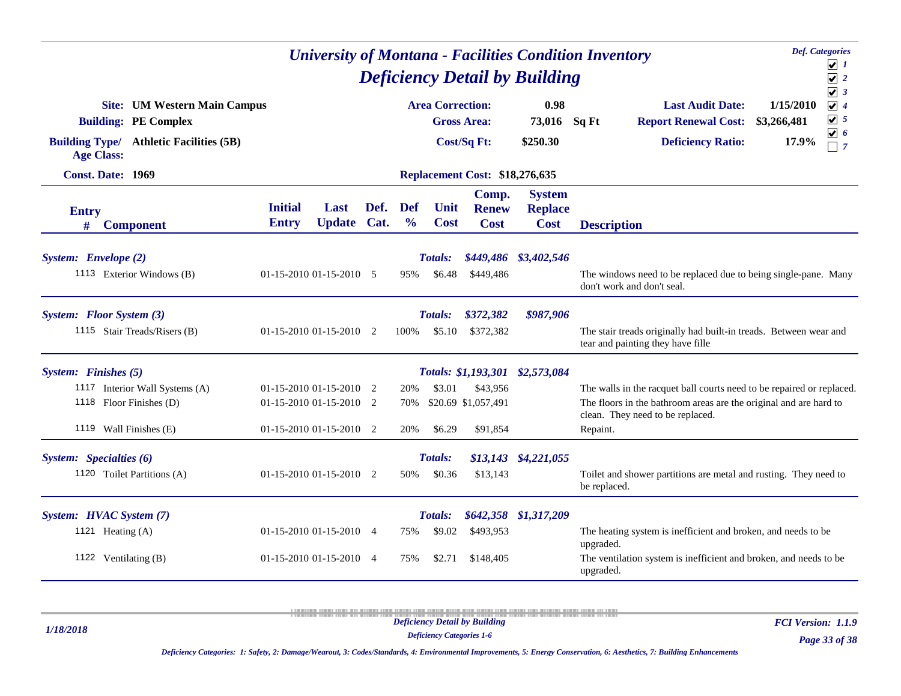# University of Montana - Facilities Condition Inventory
## Deficiency Detail by Building

**Def. Categories**
- ☑ 1
- ☑ 2
- ☑ 3
- ☑ 4
- ☑ 5
- ☑ 6
- ☐ 7

**Site:** UM Western Main Campus
**Building:** PE Complex
**Building Type/ Age Class:** Athletic Facilities (5B)
**Const. Date:** 1969

**Area Correction:** 0.98
**Gross Area:** 73,016 Sq Ft
**Cost/Sq Ft:** $250.30
**Replacement Cost:** $18,276,635

**Last Audit Date:** 1/15/2010
**Report Renewal Cost:** $3,266,481
**Deficiency Ratio:** 17.9%

| Entry # | Component | Initial Entry | Last Update | Def. Cat. | Def % | Unit Cost | Comp. Renew Cost | System Replace Cost | Description |
|---|---|---|---|---|---|---|---|---|---|
| ***System: Envelope (2)*** | | | | | | ***Totals:*** | ***$449,486*** | ***$3,402,546*** | |
| 1113 | Exterior Windows (B) | 01-15-2010 | 01-15-2010 | 5 | 95% | $6.48 | $449,486 | | The windows need to be replaced due to being single-pane. Many don't work and don't seal. |
| ***System: Floor System (3)*** | | | | | | ***Totals:*** | ***$372,382*** | ***$987,906*** | |
| 1115 | Stair Treads/Risers (B) | 01-15-2010 | 01-15-2010 | 2 | 100% | $5.10 | $372,382 | | The stair treads originally had built-in treads. Between wear and tear and painting they have fille |
| ***System: Finishes (5)*** | | | | | | ***Totals:*** | ***$1,193,301*** | ***$2,573,084*** | |
| 1117 | Interior Wall Systems (A) | 01-15-2010 | 01-15-2010 | 2 | 20% | $3.01 | $43,956 | | The walls in the racquet ball courts need to be repaired or replaced. |
| 1118 | Floor Finishes (D) | 01-15-2010 | 01-15-2010 | 2 | 70% | $20.69 | $1,057,491 | | The floors in the bathroom areas are the original and are hard to clean. They need to be replaced. |
| 1119 | Wall Finishes (E) | 01-15-2010 | 01-15-2010 | 2 | 20% | $6.29 | $91,854 | | Repaint. |
| ***System: Specialties (6)*** | | | | | | ***Totals:*** | ***$13,143*** | ***$4,221,055*** | |
| 1120 | Toilet Partitions (A) | 01-15-2010 | 01-15-2010 | 2 | 50% | $0.36 | $13,143 | | Toilet and shower partitions are metal and rusting. They need to be replaced. |
| ***System: HVAC System (7)*** | | | | | | ***Totals:*** | ***$642,358*** | ***$1,317,209*** | |
| 1121 | Heating (A) | 01-15-2010 | 01-15-2010 | 4 | 75% | $9.02 | $493,953 | | The heating system is inefficient and broken, and needs to be upgraded. |
| 1122 | Ventilating (B) | 01-15-2010 | 01-15-2010 | 4 | 75% | $2.71 | $148,405 | | The ventilation system is inefficient and broken, and needs to be upgraded. |

*Deficiency Categories: 1: Safety, 2: Damage/Wearout, 3: Codes/Standards, 4: Environmental Improvements, 5: Energy Conservation, 6: Aesthetics, 7: Building Enhancements*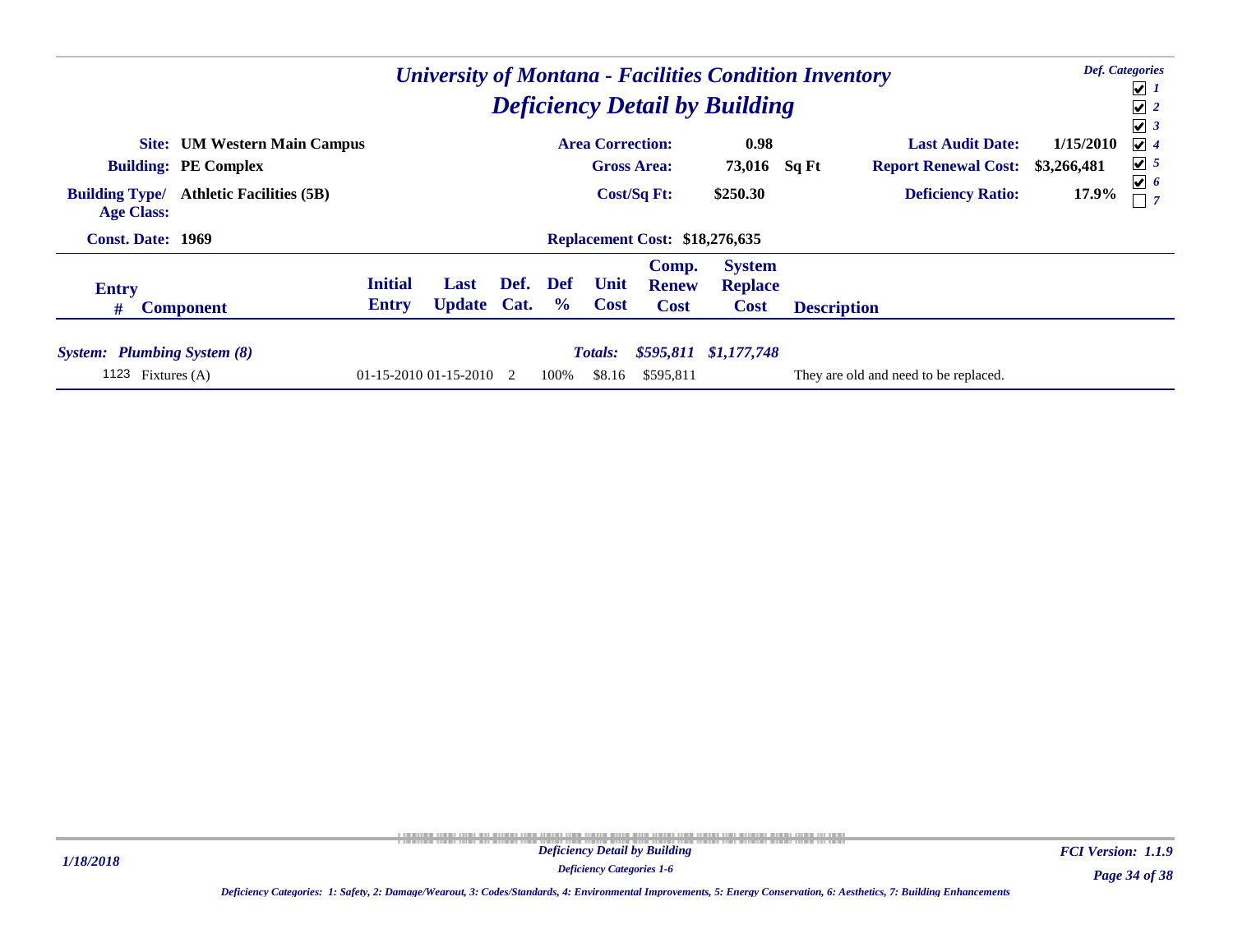# University of Montana - Facilities Condition Inventory
## Deficiency Detail by Building

**Def. Categories**
- [x] 1
- [x] 2
- [x] 3
- [x] 4
- [x] 5
- [x] 6
- [ ] 7

| | | | | | |
|---|---|---|---|---|---|
| **Site:** | **UM Western Main Campus** | **Area Correction:** | **0.98** | **Last Audit Date:** | **1/15/2010** |
| **Building:** | **PE Complex** | **Gross Area:** | **73,016 Sq Ft** | **Report Renewal Cost:** | **$3,266,481** |
| **Building Type/ Age Class:** | **Athletic Facilities (5B)** | **Cost/Sq Ft:** | **$250.30** | **Deficiency Ratio:** | **17.9%** |
| **Const. Date:** | **1969** | **Replacement Cost:** | **$18,276,635** | | |

| Entry # | Component | Initial Entry | Last Update | Def. Cat. | Def % | Unit Cost | Comp. Renew Cost | System Replace Cost | Description |
|---|---|---|---|---|---|---|---|---|---|
| ***System: Plumbing System (8)*** | | | | | | ***Totals:*** | ***$595,811*** | ***$1,177,748*** | |
| 1123 | Fixtures (A) | 01-15-2010 | 01-15-2010 | 2 | 100% | $8.16 | $595,811 | | They are old and need to be replaced. |

1/18/2018

*Deficiency Detail by Building*
*Deficiency Categories 1-6*

*FCI Version: 1.1.9*

*Deficiency Categories: 1: Safety, 2: Damage/Wearout, 3: Codes/Standards, 4: Environmental Improvements, 5: Energy Conservation, 6: Aesthetics, 7: Building Enhancements*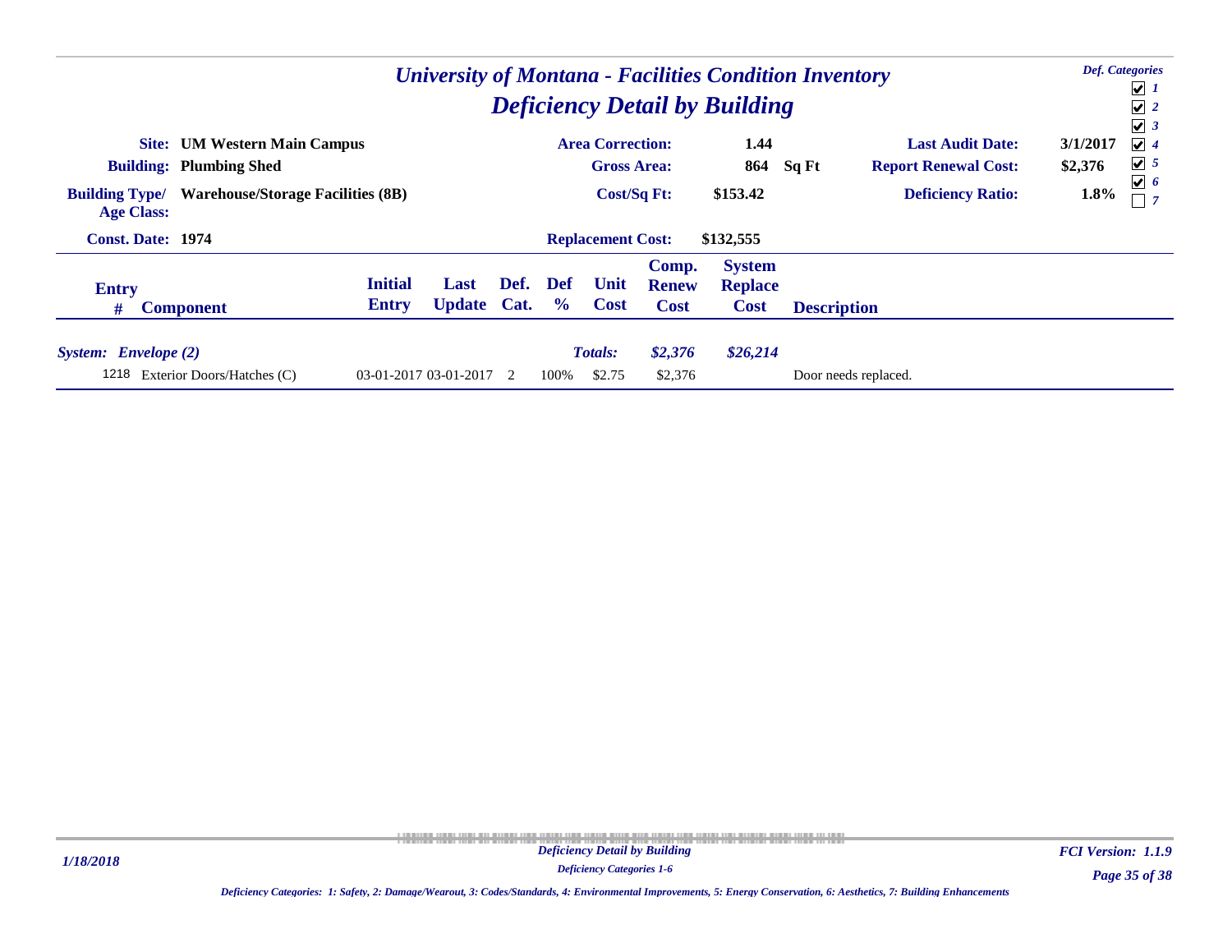# University of Montana - Facilities Condition Inventory

## Deficiency Detail by Building

*Def. Categories*
- [x] 1
- [x] 2
- [x] 3
- [x] 4
- [x] 5
- [x] 6
- [ ] 7

**Site:** UM Western Main Campus
**Building:** Plumbing Shed
**Building Type/ Age Class:** Warehouse/Storage Facilities (8B)
**Const. Date:** 1974

**Area Correction:** 1.44
**Gross Area:** 864 Sq Ft
**Cost/Sq Ft:** $153.42
**Replacement Cost:** $132,555

**Last Audit Date:** 3/1/2017
**Report Renewal Cost:** $2,376
**Deficiency Ratio:** 1.8%

| Entry # | Component | Initial Entry | Last Update | Def. Cat. | Def % | Unit Cost | Comp. Renew Cost | System Replace Cost | Description |
|---|---|---|---|---|---|---|---|---|---|
| ***System: Envelope (2)*** | | | | | | ***Totals:*** | ***$2,376*** | ***$26,214*** | |
| 1218 | Exterior Doors/Hatches (C) | 03-01-2017 | 03-01-2017 | 2 | 100% | $2.75 | $2,376 | | Door needs replaced. |

1/18/2018

*Deficiency Detail by Building*
*Deficiency Categories 1-6*

*FCI Version: 1.1.9*

*Deficiency Categories: 1: Safety, 2: Damage/Wearout, 3: Codes/Standards, 4: Environmental Improvements, 5: Energy Conservation, 6: Aesthetics, 7: Building Enhancements*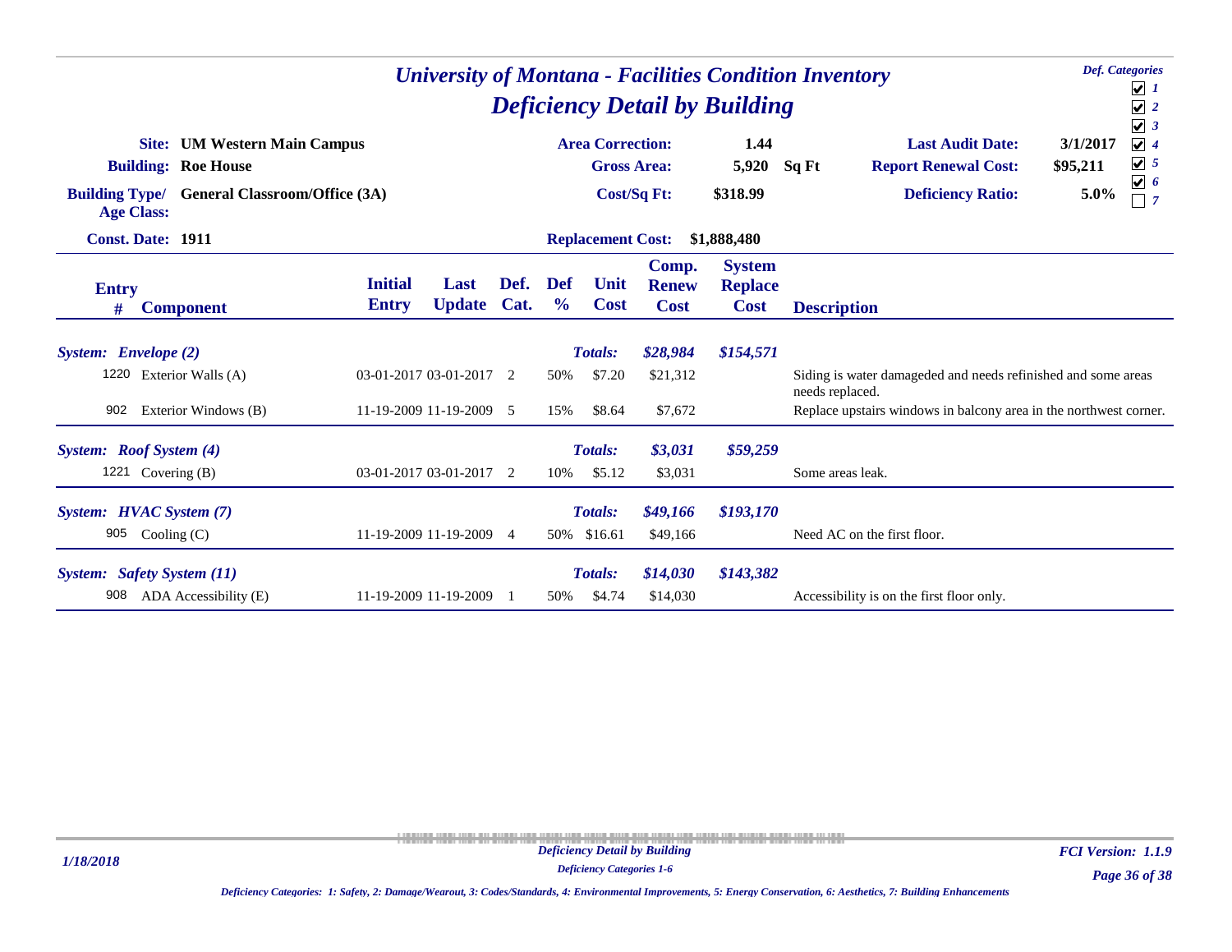# University of Montana - Facilities Condition Inventory

## Deficiency Detail by Building

**Def. Categories**
- ☑ 1
- ☑ 2
- ☑ 3
- ☑ 4
- ☑ 5
- ☑ 6
- ☐ 7

| | | | | | |
|---|---|---|---|---|---|
| **Site:** | **UM Western Main Campus** | **Area Correction:** | **1.44** | **Last Audit Date:** | **3/1/2017** |
| **Building:** | **Roe House** | **Gross Area:** | **5,920 Sq Ft** | **Report Renewal Cost:** | **$95,211** |
| **Building Type/ Age Class:** | **General Classroom/Office (3A)** | **Cost/Sq Ft:** | **$318.99** | **Deficiency Ratio:** | **5.0%** |
| **Const. Date:** | **1911** | **Replacement Cost:** | **$1,888,480** | | |

| Entry # | Component | Initial Entry | Last Update | Def. Cat. | Def % | Unit Cost | Comp. Renew Cost | System Replace Cost | Description |
|---|---|---|---|---|---|---|---|---|---|
| ***System: Envelope (2)*** | | | | | | ***Totals:*** | ***$28,984*** | ***$154,571*** | |
| 1220 | Exterior Walls (A) | 03-01-2017 | 03-01-2017 | 2 | 50% | $7.20 | $21,312 | | Siding is water damageded and needs refinished and some areas needs replaced. |
| 902 | Exterior Windows (B) | 11-19-2009 | 11-19-2009 | 5 | 15% | $8.64 | $7,672 | | Replace upstairs windows in balcony area in the northwest corner. |
| ***System: Roof System (4)*** | | | | | | ***Totals:*** | ***$3,031*** | ***$59,259*** | |
| 1221 | Covering (B) | 03-01-2017 | 03-01-2017 | 2 | 10% | $5.12 | $3,031 | | Some areas leak. |
| ***System: HVAC System (7)*** | | | | | | ***Totals:*** | ***$49,166*** | ***$193,170*** | |
| 905 | Cooling (C) | 11-19-2009 | 11-19-2009 | 4 | 50% | $16.61 | $49,166 | | Need AC on the first floor. |
| ***System: Safety System (11)*** | | | | | | ***Totals:*** | ***$14,030*** | ***$143,382*** | |
| 908 | ADA Accessibility (E) | 11-19-2009 | 11-19-2009 | 1 | 50% | $4.74 | $14,030 | | Accessibility is on the first floor only. |

*Deficiency Categories: 1: Safety, 2: Damage/Wearout, 3: Codes/Standards, 4: Environmental Improvements, 5: Energy Conservation, 6: Aesthetics, 7: Building Enhancements*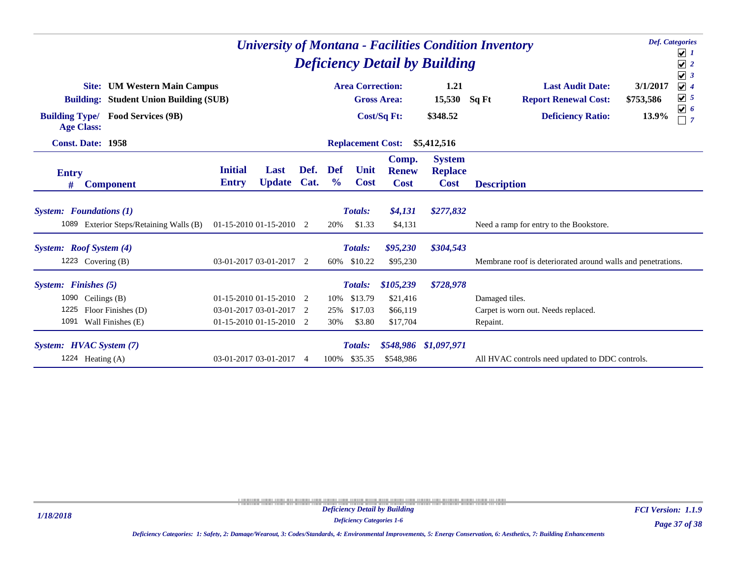# University of Montana - Facilities Condition Inventory

## Deficiency Detail by Building

**Def. Categories**
- ☑ 1
- ☑ 2
- ☑ 3
- ☑ 4
- ☑ 5
- ☑ 6
- ☐ 7

| | | | | | |
|---|---|---|---|---|---|
| **Site:** | **UM Western Main Campus** | **Area Correction:** | **1.21** | **Last Audit Date:** | **3/1/2017** |
| **Building:** | **Student Union Building (SUB)** | **Gross Area:** | **15,530 Sq Ft** | **Report Renewal Cost:** | **$753,586** |
| **Building Type/ Age Class:** | **Food Services (9B)** | **Cost/Sq Ft:** | **$348.52** | **Deficiency Ratio:** | **13.9%** |
| **Const. Date:** | **1958** | **Replacement Cost:** | **$5,412,516** | | |

| Entry # | Component | Initial Entry | Last Update | Def. Cat. | Def % | Unit Cost | Comp. Renew Cost | System Replace Cost | Description |
|---|---|---|---|---|---|---|---|---|---|
| ***System: Foundations (1)*** | | | | | | ***Totals:*** | ***$4,131*** | ***$277,832*** | |
| 1089 | Exterior Steps/Retaining Walls (B) | 01-15-2010 | 01-15-2010 | 2 | 20% | $1.33 | $4,131 | | Need a ramp for entry to the Bookstore. |
| ***System: Roof System (4)*** | | | | | | ***Totals:*** | ***$95,230*** | ***$304,543*** | |
| 1223 | Covering (B) | 03-01-2017 | 03-01-2017 | 2 | 60% | $10.22 | $95,230 | | Membrane roof is deteriorated around walls and penetrations. |
| ***System: Finishes (5)*** | | | | | | ***Totals:*** | ***$105,239*** | ***$728,978*** | |
| 1090 | Ceilings (B) | 01-15-2010 | 01-15-2010 | 2 | 10% | $13.79 | $21,416 | | Damaged tiles. |
| 1225 | Floor Finishes (D) | 03-01-2017 | 03-01-2017 | 2 | 25% | $17.03 | $66,119 | | Carpet is worn out. Needs replaced. |
| 1091 | Wall Finishes (E) | 01-15-2010 | 01-15-2010 | 2 | 30% | $3.80 | $17,704 | | Repaint. |
| ***System: HVAC System (7)*** | | | | | | ***Totals:*** | ***$548,986*** | ***$1,097,971*** | |
| 1224 | Heating (A) | 03-01-2017 | 03-01-2017 | 4 | 100% | $35.35 | $548,986 | | All HVAC controls need updated to DDC controls. |

*Deficiency Categories: 1: Safety, 2: Damage/Wearout, 3: Codes/Standards, 4: Environmental Improvements, 5: Energy Conservation, 6: Aesthetics, 7: Building Enhancements*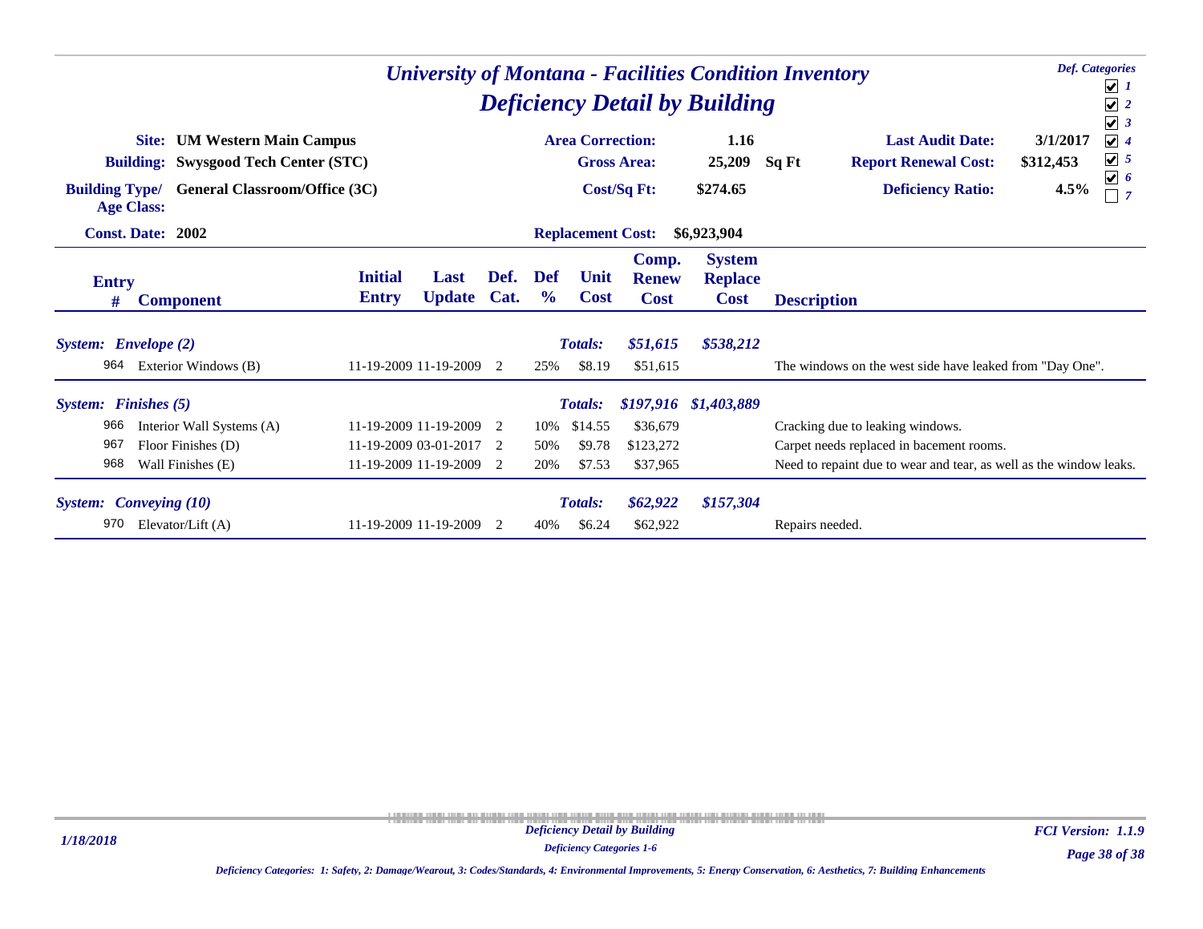# University of Montana - Facilities Condition Inventory

## Deficiency Detail by Building

**Def. Categories**
- [x] 1
- [x] 2
- [x] 3
- [x] 4
- [x] 5
- [x] 6
- [ ] 7

| | | | | | |
|---|---|---|---|---|---|
| **Site:** | **UM Western Main Campus** | **Area Correction:** | **1.16** | **Last Audit Date:** | **3/1/2017** |
| **Building:** | **Swysgood Tech Center (STC)** | **Gross Area:** | **25,209 Sq Ft** | **Report Renewal Cost:** | **$312,453** |
| **Building Type/ Age Class:** | **General Classroom/Office (3C)** | **Cost/Sq Ft:** | **$274.65** | **Deficiency Ratio:** | **4.5%** |
| **Const. Date:** | **2002** | **Replacement Cost:** | **$6,923,904** | | |

| Entry # | Component | Initial Entry | Last Update | Def. Cat. | Def % | Unit Cost | Comp. Renew Cost | System Replace Cost | Description |
|---|---|---|---|---|---|---|---|---|---|
| ***System: Envelope (2)*** | | | | | | ***Totals:*** | ***$51,615*** | ***$538,212*** | |
| 964 | Exterior Windows (B) | 11-19-2009 | 11-19-2009 | 2 | 25% | $8.19 | $51,615 | | The windows on the west side have leaked from "Day One". |
| ***System: Finishes (5)*** | | | | | | ***Totals:*** | ***$197,916*** | ***$1,403,889*** | |
| 966 | Interior Wall Systems (A) | 11-19-2009 | 11-19-2009 | 2 | 10% | $14.55 | $36,679 | | Cracking due to leaking windows. |
| 967 | Floor Finishes (D) | 11-19-2009 | 03-01-2017 | 2 | 50% | $9.78 | $123,272 | | Carpet needs replaced in bacement rooms. |
| 968 | Wall Finishes (E) | 11-19-2009 | 11-19-2009 | 2 | 20% | $7.53 | $37,965 | | Need to repaint due to wear and tear, as well as the window leaks. |
| ***System: Conveying (10)*** | | | | | | ***Totals:*** | ***$62,922*** | ***$157,304*** | |
| 970 | Elevator/Lift (A) | 11-19-2009 | 11-19-2009 | 2 | 40% | $6.24 | $62,922 | | Repairs needed. |

*1/18/2018*

*Deficiency Detail by Building*

*Deficiency Categories 1-6*

*FCI Version: 1.1.9*

*Deficiency Categories: 1: Safety, 2: Damage/Wearout, 3: Codes/Standards, 4: Environmental Improvements, 5: Energy Conservation, 6: Aesthetics, 7: Building Enhancements*